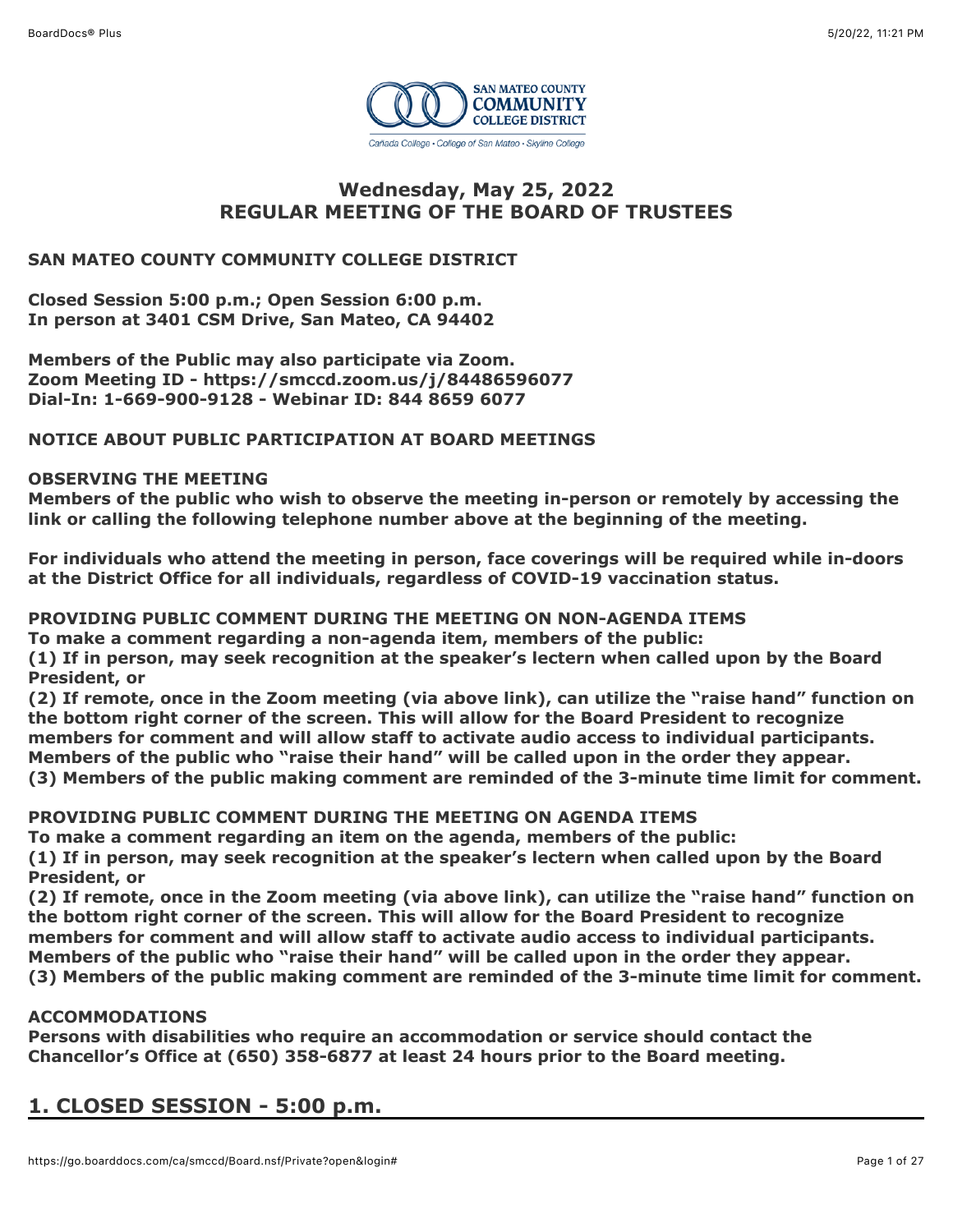# Wednesday, May 25, 2022
# REGULAR MEETING OF THE BOARD OF TRUSTEES

**SAN MATEO COUNTY COMMUNITY COLLEGE DISTRICT**

**Closed Session 5:00 p.m.; Open Session 6:00 p.m.**
**In person at 3401 CSM Drive, San Mateo, CA 94402**

**Members of the Public may also participate via Zoom.**
**Zoom Meeting ID - https://smccd.zoom.us/j/84486596077**
**Dial-In: 1-669-900-9128 - Webinar ID: 844 8659 6077**

**NOTICE ABOUT PUBLIC PARTICIPATION AT BOARD MEETINGS**

**OBSERVING THE MEETING**
**Members of the public who wish to observe the meeting in-person or remotely by accessing the link or calling the following telephone number above at the beginning of the meeting.**

**For individuals who attend the meeting in person, face coverings will be required while in-doors at the District Office for all individuals, regardless of COVID-19 vaccination status.**

**PROVIDING PUBLIC COMMENT DURING THE MEETING ON NON-AGENDA ITEMS**
**To make a comment regarding a non-agenda item, members of the public:**
**(1) If in person, may seek recognition at the speaker's lectern when called upon by the Board President, or**
**(2) If remote, once in the Zoom meeting (via above link), can utilize the "raise hand" function on the bottom right corner of the screen. This will allow for the Board President to recognize members for comment and will allow staff to activate audio access to individual participants. Members of the public who "raise their hand" will be called upon in the order they appear.**
**(3) Members of the public making comment are reminded of the 3-minute time limit for comment.**

**PROVIDING PUBLIC COMMENT DURING THE MEETING ON AGENDA ITEMS**
**To make a comment regarding an item on the agenda, members of the public:**
**(1) If in person, may seek recognition at the speaker's lectern when called upon by the Board President, or**
**(2) If remote, once in the Zoom meeting (via above link), can utilize the "raise hand" function on the bottom right corner of the screen. This will allow for the Board President to recognize members for comment and will allow staff to activate audio access to individual participants. Members of the public who "raise their hand" will be called upon in the order they appear.**
**(3) Members of the public making comment are reminded of the 3-minute time limit for comment.**

**ACCOMMODATIONS**
**Persons with disabilities who require an accommodation or service should contact the Chancellor's Office at (650) 358-6877 at least 24 hours prior to the Board meeting.**

## 1. CLOSED SESSION - 5:00 p.m.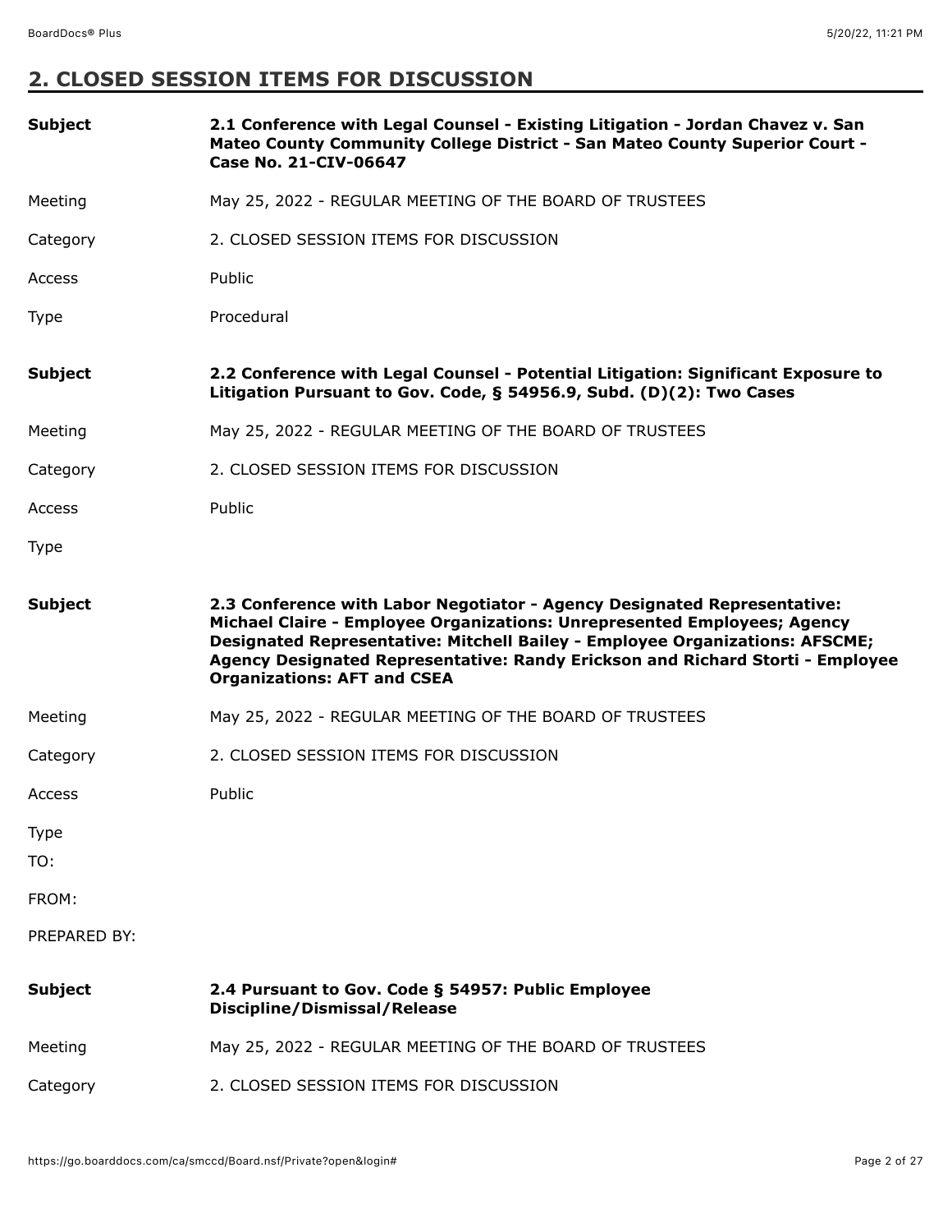## 2. CLOSED SESSION ITEMS FOR DISCUSSION

| | |
|---|---|
| **Subject** | **2.1 Conference with Legal Counsel - Existing Litigation - Jordan Chavez v. San Mateo County Community College District - San Mateo County Superior Court - Case No. 21-CIV-06647** |
| Meeting | May 25, 2022 - REGULAR MEETING OF THE BOARD OF TRUSTEES |
| Category | 2. CLOSED SESSION ITEMS FOR DISCUSSION |
| Access | Public |
| Type | Procedural |

| | |
|---|---|
| **Subject** | **2.2 Conference with Legal Counsel - Potential Litigation: Significant Exposure to Litigation Pursuant to Gov. Code, § 54956.9, Subd. (D)(2): Two Cases** |
| Meeting | May 25, 2022 - REGULAR MEETING OF THE BOARD OF TRUSTEES |
| Category | 2. CLOSED SESSION ITEMS FOR DISCUSSION |
| Access | Public |
| Type | |

| | |
|---|---|
| **Subject** | **2.3 Conference with Labor Negotiator - Agency Designated Representative: Michael Claire - Employee Organizations: Unrepresented Employees; Agency Designated Representative: Mitchell Bailey - Employee Organizations: AFSCME; Agency Designated Representative: Randy Erickson and Richard Storti - Employee Organizations: AFT and CSEA** |
| Meeting | May 25, 2022 - REGULAR MEETING OF THE BOARD OF TRUSTEES |
| Category | 2. CLOSED SESSION ITEMS FOR DISCUSSION |
| Access | Public |
| Type | |
| TO: | |
| FROM: | |
| PREPARED BY: | |

| | |
|---|---|
| **Subject** | **2.4 Pursuant to Gov. Code § 54957: Public Employee Discipline/Dismissal/Release** |
| Meeting | May 25, 2022 - REGULAR MEETING OF THE BOARD OF TRUSTEES |
| Category | 2. CLOSED SESSION ITEMS FOR DISCUSSION |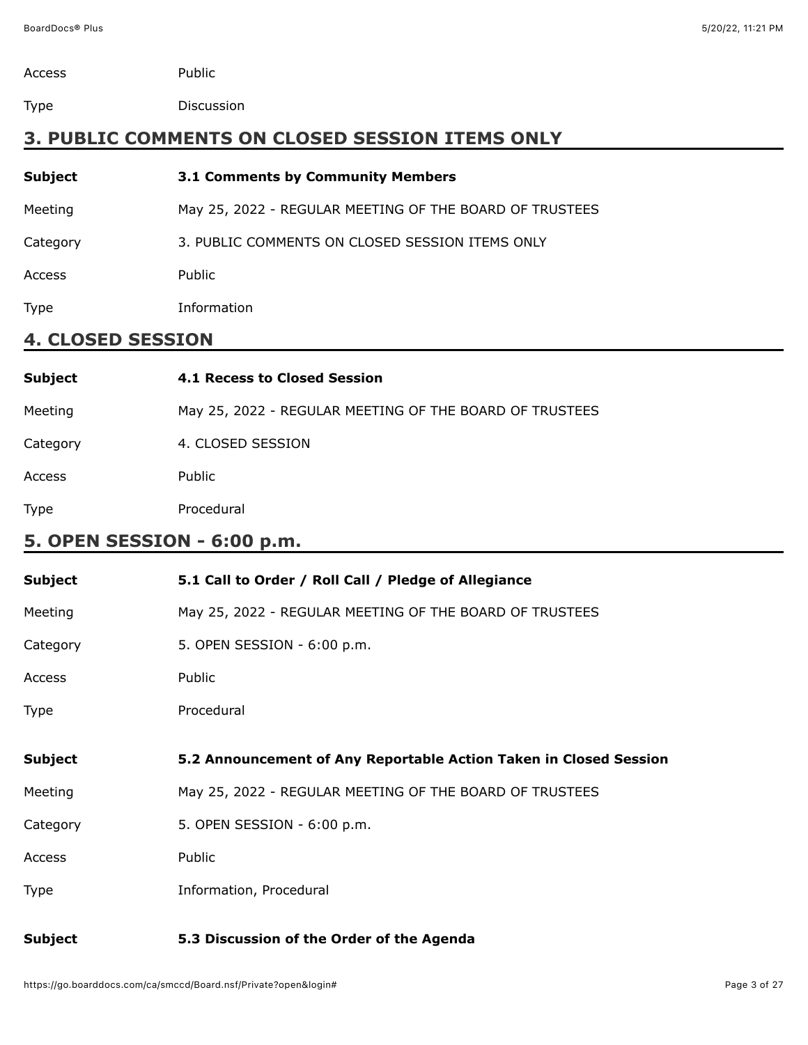| | |
|---|---|
| Access | Public |
| Type | Discussion |

## 3. PUBLIC COMMENTS ON CLOSED SESSION ITEMS ONLY

| | |
|---|---|
| **Subject** | **3.1 Comments by Community Members** |
| Meeting | May 25, 2022 - REGULAR MEETING OF THE BOARD OF TRUSTEES |
| Category | 3. PUBLIC COMMENTS ON CLOSED SESSION ITEMS ONLY |
| Access | Public |
| Type | Information |

## 4. CLOSED SESSION

| | |
|---|---|
| **Subject** | **4.1 Recess to Closed Session** |
| Meeting | May 25, 2022 - REGULAR MEETING OF THE BOARD OF TRUSTEES |
| Category | 4. CLOSED SESSION |
| Access | Public |
| Type | Procedural |

## 5. OPEN SESSION - 6:00 p.m.

| | |
|---|---|
| **Subject** | **5.1 Call to Order / Roll Call / Pledge of Allegiance** |
| Meeting | May 25, 2022 - REGULAR MEETING OF THE BOARD OF TRUSTEES |
| Category | 5. OPEN SESSION - 6:00 p.m. |
| Access | Public |
| Type | Procedural |

| | |
|---|---|
| **Subject** | **5.2 Announcement of Any Reportable Action Taken in Closed Session** |
| Meeting | May 25, 2022 - REGULAR MEETING OF THE BOARD OF TRUSTEES |
| Category | 5. OPEN SESSION - 6:00 p.m. |
| Access | Public |
| Type | Information, Procedural |

| | |
|---|---|
| **Subject** | **5.3 Discussion of the Order of the Agenda** |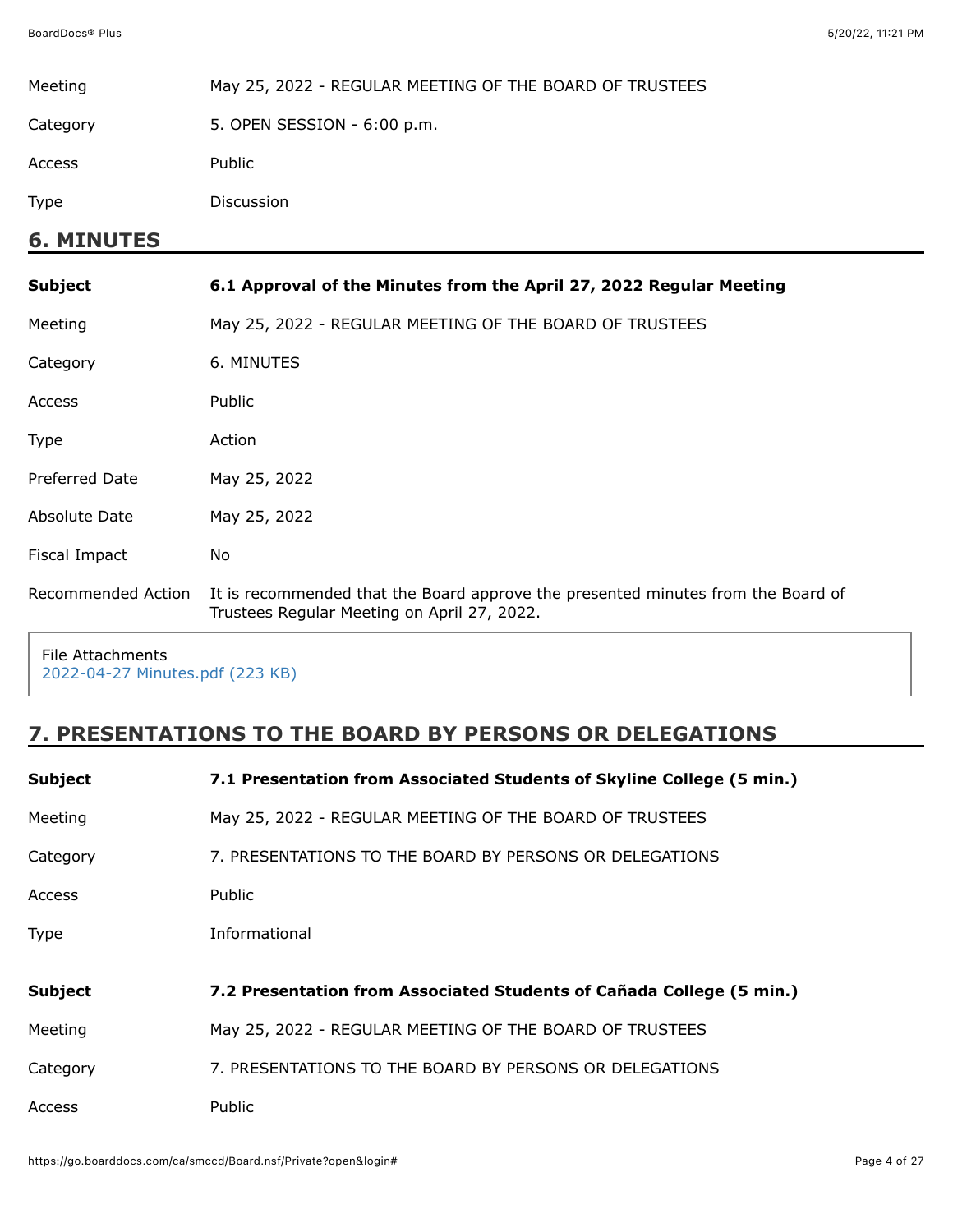| | |
|---|---|
| Meeting | May 25, 2022 - REGULAR MEETING OF THE BOARD OF TRUSTEES |
| Category | 5. OPEN SESSION - 6:00 p.m. |
| Access | Public |
| Type | Discussion |

## 6. MINUTES

| | |
|---|---|
| **Subject** | **6.1 Approval of the Minutes from the April 27, 2022 Regular Meeting** |
| Meeting | May 25, 2022 - REGULAR MEETING OF THE BOARD OF TRUSTEES |
| Category | 6. MINUTES |
| Access | Public |
| Type | Action |
| Preferred Date | May 25, 2022 |
| Absolute Date | May 25, 2022 |
| Fiscal Impact | No |
| Recommended Action | It is recommended that the Board approve the presented minutes from the Board of Trustees Regular Meeting on April 27, 2022. |

File Attachments
2022-04-27 Minutes.pdf (223 KB)

## 7. PRESENTATIONS TO THE BOARD BY PERSONS OR DELEGATIONS

| | |
|---|---|
| **Subject** | **7.1 Presentation from Associated Students of Skyline College (5 min.)** |
| Meeting | May 25, 2022 - REGULAR MEETING OF THE BOARD OF TRUSTEES |
| Category | 7. PRESENTATIONS TO THE BOARD BY PERSONS OR DELEGATIONS |
| Access | Public |
| Type | Informational |

| | |
|---|---|
| **Subject** | **7.2 Presentation from Associated Students of Cañada College (5 min.)** |
| Meeting | May 25, 2022 - REGULAR MEETING OF THE BOARD OF TRUSTEES |
| Category | 7. PRESENTATIONS TO THE BOARD BY PERSONS OR DELEGATIONS |
| Access | Public |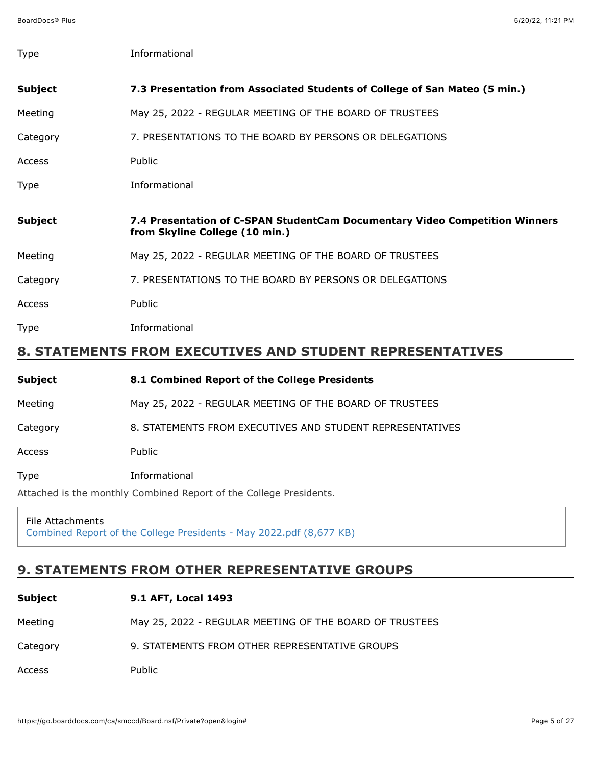| | |
|---|---|
| Type | Informational |

| | |
|---|---|
| **Subject** | **7.3 Presentation from Associated Students of College of San Mateo (5 min.)** |
| Meeting | May 25, 2022 - REGULAR MEETING OF THE BOARD OF TRUSTEES |
| Category | 7. PRESENTATIONS TO THE BOARD BY PERSONS OR DELEGATIONS |
| Access | Public |
| Type | Informational |

| | |
|---|---|
| **Subject** | **7.4 Presentation of C-SPAN StudentCam Documentary Video Competition Winners from Skyline College (10 min.)** |
| Meeting | May 25, 2022 - REGULAR MEETING OF THE BOARD OF TRUSTEES |
| Category | 7. PRESENTATIONS TO THE BOARD BY PERSONS OR DELEGATIONS |
| Access | Public |
| Type | Informational |

## 8. STATEMENTS FROM EXECUTIVES AND STUDENT REPRESENTATIVES

| | |
|---|---|
| **Subject** | **8.1 Combined Report of the College Presidents** |
| Meeting | May 25, 2022 - REGULAR MEETING OF THE BOARD OF TRUSTEES |
| Category | 8. STATEMENTS FROM EXECUTIVES AND STUDENT REPRESENTATIVES |
| Access | Public |
| Type | Informational |

Attached is the monthly Combined Report of the College Presidents.

File Attachments
Combined Report of the College Presidents - May 2022.pdf (8,677 KB)

## 9. STATEMENTS FROM OTHER REPRESENTATIVE GROUPS

| | |
|---|---|
| **Subject** | **9.1 AFT, Local 1493** |
| Meeting | May 25, 2022 - REGULAR MEETING OF THE BOARD OF TRUSTEES |
| Category | 9. STATEMENTS FROM OTHER REPRESENTATIVE GROUPS |
| Access | Public |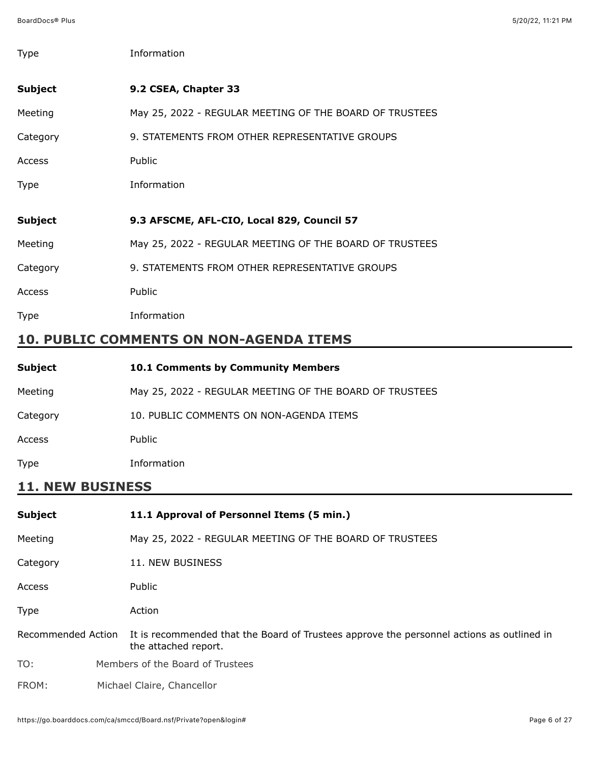| | |
|---|---|
| Type | Information |

| | |
|---|---|
| **Subject** | **9.2 CSEA, Chapter 33** |
| Meeting | May 25, 2022 - REGULAR MEETING OF THE BOARD OF TRUSTEES |
| Category | 9. STATEMENTS FROM OTHER REPRESENTATIVE GROUPS |
| Access | Public |
| Type | Information |

| | |
|---|---|
| **Subject** | **9.3 AFSCME, AFL-CIO, Local 829, Council 57** |
| Meeting | May 25, 2022 - REGULAR MEETING OF THE BOARD OF TRUSTEES |
| Category | 9. STATEMENTS FROM OTHER REPRESENTATIVE GROUPS |
| Access | Public |
| Type | Information |

## 10. PUBLIC COMMENTS ON NON-AGENDA ITEMS

| | |
|---|---|
| **Subject** | **10.1 Comments by Community Members** |
| Meeting | May 25, 2022 - REGULAR MEETING OF THE BOARD OF TRUSTEES |
| Category | 10. PUBLIC COMMENTS ON NON-AGENDA ITEMS |
| Access | Public |
| Type | Information |

## 11. NEW BUSINESS

| | |
|---|---|
| **Subject** | **11.1 Approval of Personnel Items (5 min.)** |
| Meeting | May 25, 2022 - REGULAR MEETING OF THE BOARD OF TRUSTEES |
| Category | 11. NEW BUSINESS |
| Access | Public |
| Type | Action |
| Recommended Action | It is recommended that the Board of Trustees approve the personnel actions as outlined in the attached report. |

TO: Members of the Board of Trustees

FROM: Michael Claire, Chancellor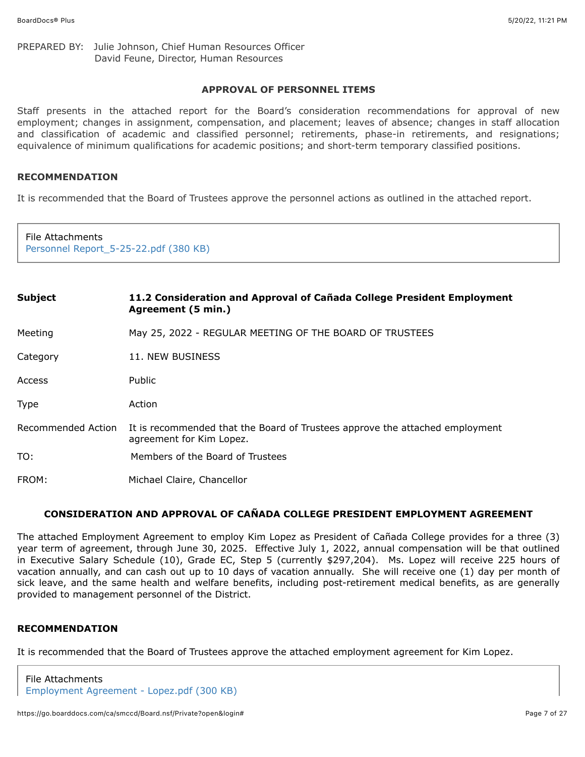PREPARED BY: Julie Johnson, Chief Human Resources Officer
David Feune, Director, Human Resources

### APPROVAL OF PERSONNEL ITEMS

Staff presents in the attached report for the Board's consideration recommendations for approval of new employment; changes in assignment, compensation, and placement; leaves of absence; changes in staff allocation and classification of academic and classified personnel; retirements, phase-in retirements, and resignations; equivalence of minimum qualifications for academic positions; and short-term temporary classified positions.

### RECOMMENDATION

It is recommended that the Board of Trustees approve the personnel actions as outlined in the attached report.

File Attachments
Personnel Report_5-25-22.pdf (380 KB)

| | |
|---|---|
| **Subject** | **11.2 Consideration and Approval of Cañada College President Employment Agreement (5 min.)** |
| Meeting | May 25, 2022 - REGULAR MEETING OF THE BOARD OF TRUSTEES |
| Category | 11. NEW BUSINESS |
| Access | Public |
| Type | Action |
| Recommended Action | It is recommended that the Board of Trustees approve the attached employment agreement for Kim Lopez. |
| TO: | Members of the Board of Trustees |
| FROM: | Michael Claire, Chancellor |

### CONSIDERATION AND APPROVAL OF CAÑADA COLLEGE PRESIDENT EMPLOYMENT AGREEMENT

The attached Employment Agreement to employ Kim Lopez as President of Cañada College provides for a three (3) year term of agreement, through June 30, 2025. Effective July 1, 2022, annual compensation will be that outlined in Executive Salary Schedule (10), Grade EC, Step 5 (currently $297,204). Ms. Lopez will receive 225 hours of vacation annually, and can cash out up to 10 days of vacation annually. She will receive one (1) day per month of sick leave, and the same health and welfare benefits, including post-retirement medical benefits, as are generally provided to management personnel of the District.

### RECOMMENDATION

It is recommended that the Board of Trustees approve the attached employment agreement for Kim Lopez.

File Attachments
Employment Agreement - Lopez.pdf (300 KB)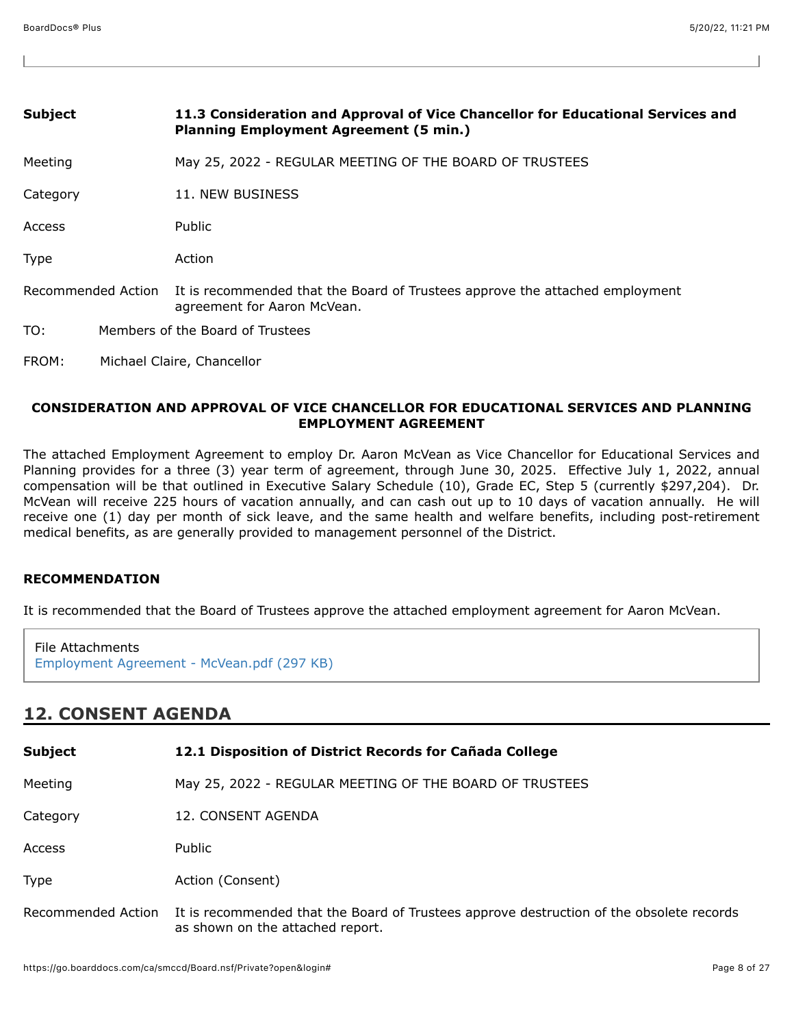| | |
|---|---|
| **Subject** | **11.3 Consideration and Approval of Vice Chancellor for Educational Services and Planning Employment Agreement (5 min.)** |
| Meeting | May 25, 2022 - REGULAR MEETING OF THE BOARD OF TRUSTEES |
| Category | 11. NEW BUSINESS |
| Access | Public |
| Type | Action |
| Recommended Action | It is recommended that the Board of Trustees approve the attached employment agreement for Aaron McVean. |

TO: Members of the Board of Trustees

FROM: Michael Claire, Chancellor

**CONSIDERATION AND APPROVAL OF VICE CHANCELLOR FOR EDUCATIONAL SERVICES AND PLANNING EMPLOYMENT AGREEMENT**

The attached Employment Agreement to employ Dr. Aaron McVean as Vice Chancellor for Educational Services and Planning provides for a three (3) year term of agreement, through June 30, 2025. Effective July 1, 2022, annual compensation will be that outlined in Executive Salary Schedule (10), Grade EC, Step 5 (currently $297,204). Dr. McVean will receive 225 hours of vacation annually, and can cash out up to 10 days of vacation annually. He will receive one (1) day per month of sick leave, and the same health and welfare benefits, including post-retirement medical benefits, as are generally provided to management personnel of the District.

**RECOMMENDATION**

It is recommended that the Board of Trustees approve the attached employment agreement for Aaron McVean.

File Attachments
Employment Agreement - McVean.pdf (297 KB)

## 12. CONSENT AGENDA

| | |
|---|---|
| **Subject** | **12.1 Disposition of District Records for Cañada College** |
| Meeting | May 25, 2022 - REGULAR MEETING OF THE BOARD OF TRUSTEES |
| Category | 12. CONSENT AGENDA |
| Access | Public |
| Type | Action (Consent) |
| Recommended Action | It is recommended that the Board of Trustees approve destruction of the obsolete records as shown on the attached report. |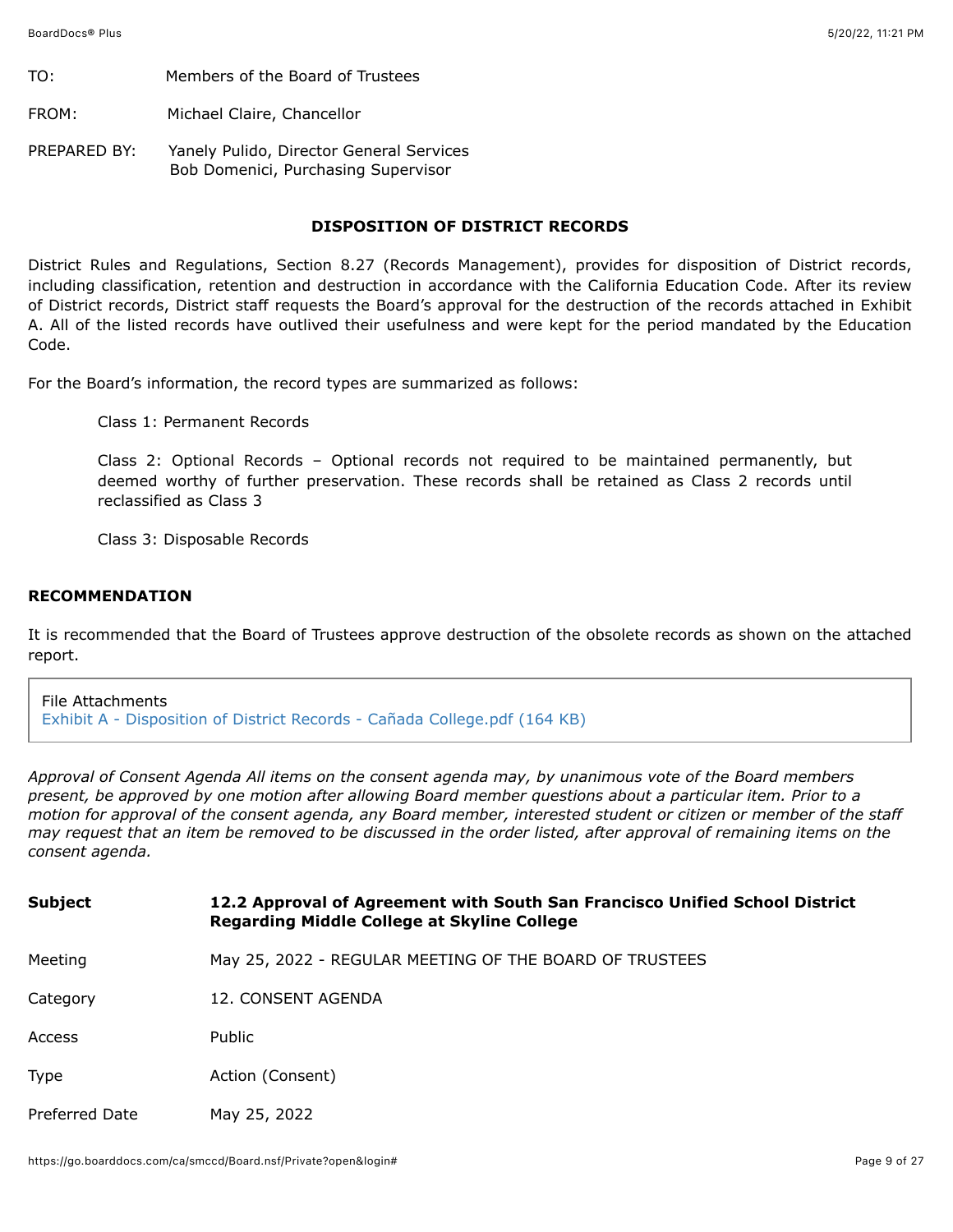TO: Members of the Board of Trustees

FROM: Michael Claire, Chancellor

PREPARED BY: Yanely Pulido, Director General Services
Bob Domenici, Purchasing Supervisor

**DISPOSITION OF DISTRICT RECORDS**

District Rules and Regulations, Section 8.27 (Records Management), provides for disposition of District records, including classification, retention and destruction in accordance with the California Education Code. After its review of District records, District staff requests the Board's approval for the destruction of the records attached in Exhibit A. All of the listed records have outlived their usefulness and were kept for the period mandated by the Education Code.

For the Board's information, the record types are summarized as follows:

Class 1: Permanent Records

Class 2: Optional Records – Optional records not required to be maintained permanently, but deemed worthy of further preservation. These records shall be retained as Class 2 records until reclassified as Class 3

Class 3: Disposable Records

**RECOMMENDATION**

It is recommended that the Board of Trustees approve destruction of the obsolete records as shown on the attached report.

File Attachments
Exhibit A - Disposition of District Records - Cañada College.pdf (164 KB)

*Approval of Consent Agenda All items on the consent agenda may, by unanimous vote of the Board members present, be approved by one motion after allowing Board member questions about a particular item. Prior to a motion for approval of the consent agenda, any Board member, interested student or citizen or member of the staff may request that an item be removed to be discussed in the order listed, after approval of remaining items on the consent agenda.*

| | |
|---|---|
| **Subject** | **12.2 Approval of Agreement with South San Francisco Unified School District Regarding Middle College at Skyline College** |
| Meeting | May 25, 2022 - REGULAR MEETING OF THE BOARD OF TRUSTEES |
| Category | 12. CONSENT AGENDA |
| Access | Public |
| Type | Action (Consent) |
| Preferred Date | May 25, 2022 |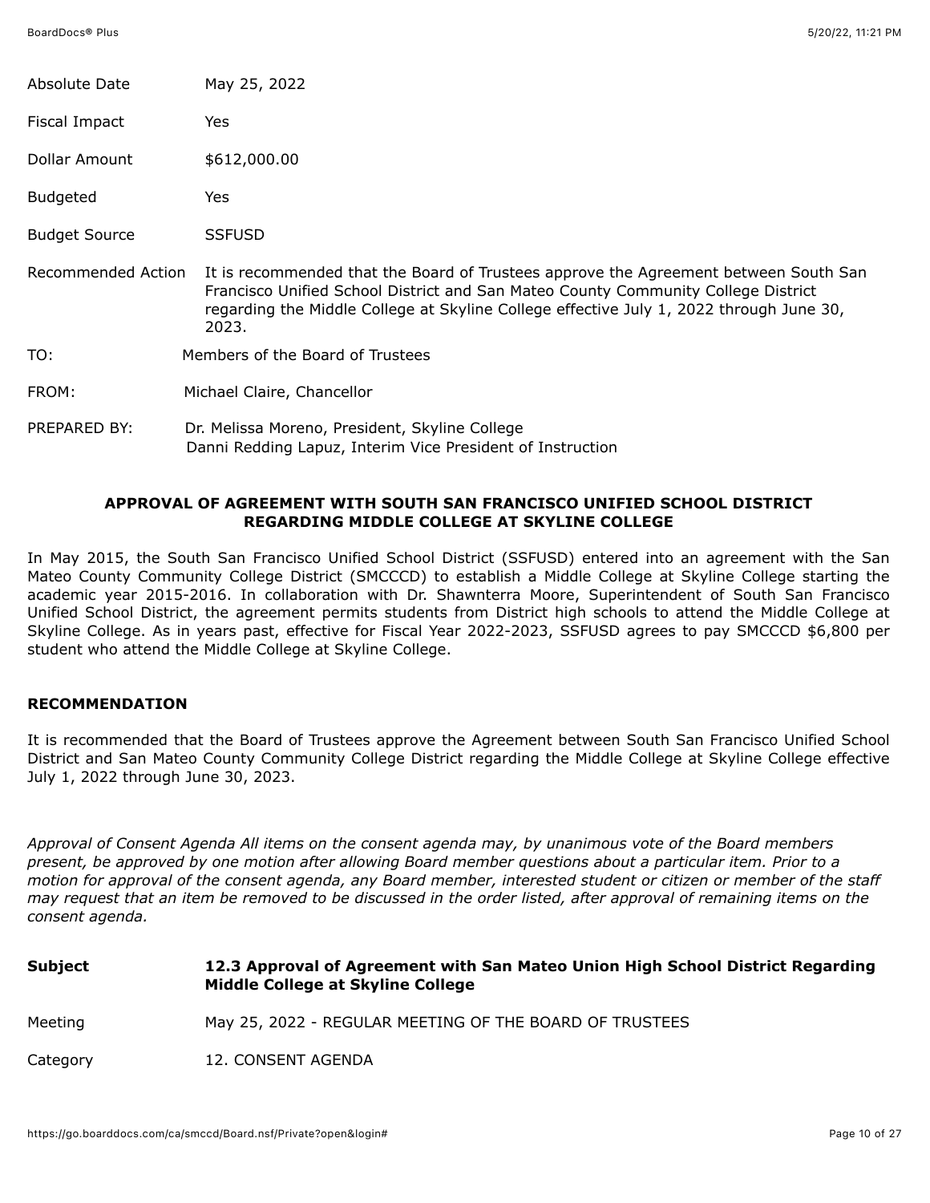| | |
|---|---|
| Absolute Date | May 25, 2022 |
| Fiscal Impact | Yes |
| Dollar Amount | $612,000.00 |
| Budgeted | Yes |
| Budget Source | SSFUSD |
| Recommended Action | It is recommended that the Board of Trustees approve the Agreement between South San Francisco Unified School District and San Mateo County Community College District regarding the Middle College at Skyline College effective July 1, 2022 through June 30, 2023. |

TO: Members of the Board of Trustees

FROM: Michael Claire, Chancellor

PREPARED BY: Dr. Melissa Moreno, President, Skyline College
Danni Redding Lapuz, Interim Vice President of Instruction

**APPROVAL OF AGREEMENT WITH SOUTH SAN FRANCISCO UNIFIED SCHOOL DISTRICT REGARDING MIDDLE COLLEGE AT SKYLINE COLLEGE**

In May 2015, the South San Francisco Unified School District (SSFUSD) entered into an agreement with the San Mateo County Community College District (SMCCCD) to establish a Middle College at Skyline College starting the academic year 2015-2016. In collaboration with Dr. Shawnterra Moore, Superintendent of South San Francisco Unified School District, the agreement permits students from District high schools to attend the Middle College at Skyline College. As in years past, effective for Fiscal Year 2022-2023, SSFUSD agrees to pay SMCCCD $6,800 per student who attend the Middle College at Skyline College.

**RECOMMENDATION**

It is recommended that the Board of Trustees approve the Agreement between South San Francisco Unified School District and San Mateo County Community College District regarding the Middle College at Skyline College effective July 1, 2022 through June 30, 2023.

*Approval of Consent Agenda All items on the consent agenda may, by unanimous vote of the Board members present, be approved by one motion after allowing Board member questions about a particular item. Prior to a motion for approval of the consent agenda, any Board member, interested student or citizen or member of the staff may request that an item be removed to be discussed in the order listed, after approval of remaining items on the consent agenda.*

| | |
|---|---|
| **Subject** | **12.3 Approval of Agreement with San Mateo Union High School District Regarding Middle College at Skyline College** |
| Meeting | May 25, 2022 - REGULAR MEETING OF THE BOARD OF TRUSTEES |
| Category | 12. CONSENT AGENDA |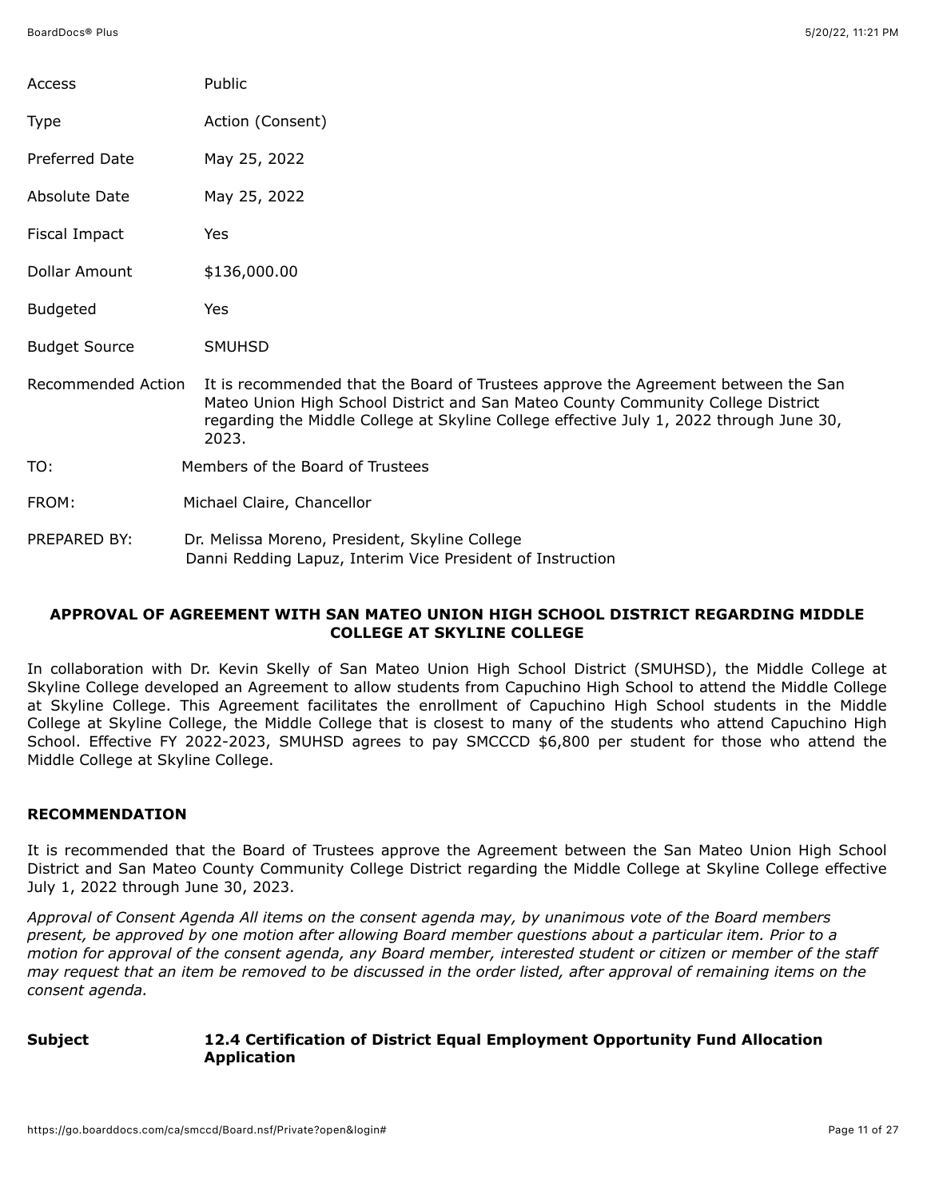| | |
|---|---|
| Access | Public |
| Type | Action (Consent) |
| Preferred Date | May 25, 2022 |
| Absolute Date | May 25, 2022 |
| Fiscal Impact | Yes |
| Dollar Amount | $136,000.00 |
| Budgeted | Yes |
| Budget Source | SMUHSD |
| Recommended Action | It is recommended that the Board of Trustees approve the Agreement between the San Mateo Union High School District and San Mateo County Community College District regarding the Middle College at Skyline College effective July 1, 2022 through June 30, 2023. |

TO: Members of the Board of Trustees

FROM: Michael Claire, Chancellor

PREPARED BY: Dr. Melissa Moreno, President, Skyline College
Danni Redding Lapuz, Interim Vice President of Instruction

**APPROVAL OF AGREEMENT WITH SAN MATEO UNION HIGH SCHOOL DISTRICT REGARDING MIDDLE COLLEGE AT SKYLINE COLLEGE**

In collaboration with Dr. Kevin Skelly of San Mateo Union High School District (SMUHSD), the Middle College at Skyline College developed an Agreement to allow students from Capuchino High School to attend the Middle College at Skyline College. This Agreement facilitates the enrollment of Capuchino High School students in the Middle College at Skyline College, the Middle College that is closest to many of the students who attend Capuchino High School. Effective FY 2022-2023, SMUHSD agrees to pay SMCCCD $6,800 per student for those who attend the Middle College at Skyline College.

**RECOMMENDATION**

It is recommended that the Board of Trustees approve the Agreement between the San Mateo Union High School District and San Mateo County Community College District regarding the Middle College at Skyline College effective July 1, 2022 through June 30, 2023.

*Approval of Consent Agenda All items on the consent agenda may, by unanimous vote of the Board members present, be approved by one motion after allowing Board member questions about a particular item. Prior to a motion for approval of the consent agenda, any Board member, interested student or citizen or member of the staff may request that an item be removed to be discussed in the order listed, after approval of remaining items on the consent agenda.*

**Subject** **12.4 Certification of District Equal Employment Opportunity Fund Allocation Application**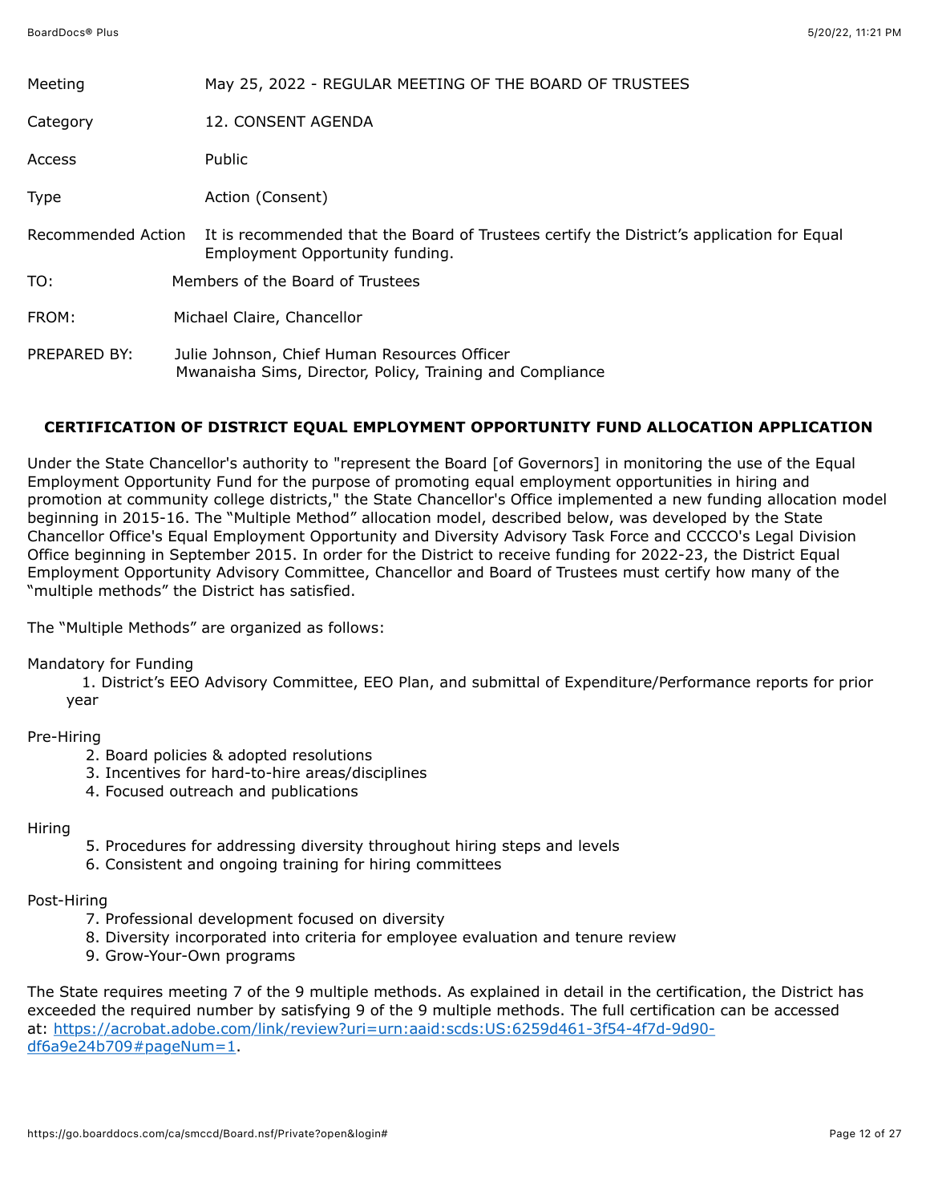| | |
|---|---|
| Meeting | May 25, 2022 - REGULAR MEETING OF THE BOARD OF TRUSTEES |
| Category | 12. CONSENT AGENDA |
| Access | Public |
| Type | Action (Consent) |
| Recommended Action | It is recommended that the Board of Trustees certify the District's application for Equal Employment Opportunity funding. |

TO: Members of the Board of Trustees

FROM: Michael Claire, Chancellor

PREPARED BY: Julie Johnson, Chief Human Resources Officer
Mwanaisha Sims, Director, Policy, Training and Compliance

**CERTIFICATION OF DISTRICT EQUAL EMPLOYMENT OPPORTUNITY FUND ALLOCATION APPLICATION**

Under the State Chancellor's authority to "represent the Board [of Governors] in monitoring the use of the Equal Employment Opportunity Fund for the purpose of promoting equal employment opportunities in hiring and promotion at community college districts," the State Chancellor's Office implemented a new funding allocation model beginning in 2015-16. The "Multiple Method" allocation model, described below, was developed by the State Chancellor Office's Equal Employment Opportunity and Diversity Advisory Task Force and CCCCO's Legal Division Office beginning in September 2015. In order for the District to receive funding for 2022-23, the District Equal Employment Opportunity Advisory Committee, Chancellor and Board of Trustees must certify how many of the "multiple methods" the District has satisfied.

The "Multiple Methods" are organized as follows:

Mandatory for Funding

1. District's EEO Advisory Committee, EEO Plan, and submittal of Expenditure/Performance reports for prior year

Pre-Hiring

2. Board policies & adopted resolutions
3. Incentives for hard-to-hire areas/disciplines
4. Focused outreach and publications

Hiring

5. Procedures for addressing diversity throughout hiring steps and levels
6. Consistent and ongoing training for hiring committees

Post-Hiring

7. Professional development focused on diversity
8. Diversity incorporated into criteria for employee evaluation and tenure review
9. Grow-Your-Own programs

The State requires meeting 7 of the 9 multiple methods. As explained in detail in the certification, the District has exceeded the required number by satisfying 9 of the 9 multiple methods. The full certification can be accessed at: [https://acrobat.adobe.com/link/review?uri=urn:aaid:scds:US:6259d461-3f54-4f7d-9d90-df6a9e24b709#pageNum=1](https://acrobat.adobe.com/link/review?uri=urn:aaid:scds:US:6259d461-3f54-4f7d-9d90-df6a9e24b709#pageNum=1).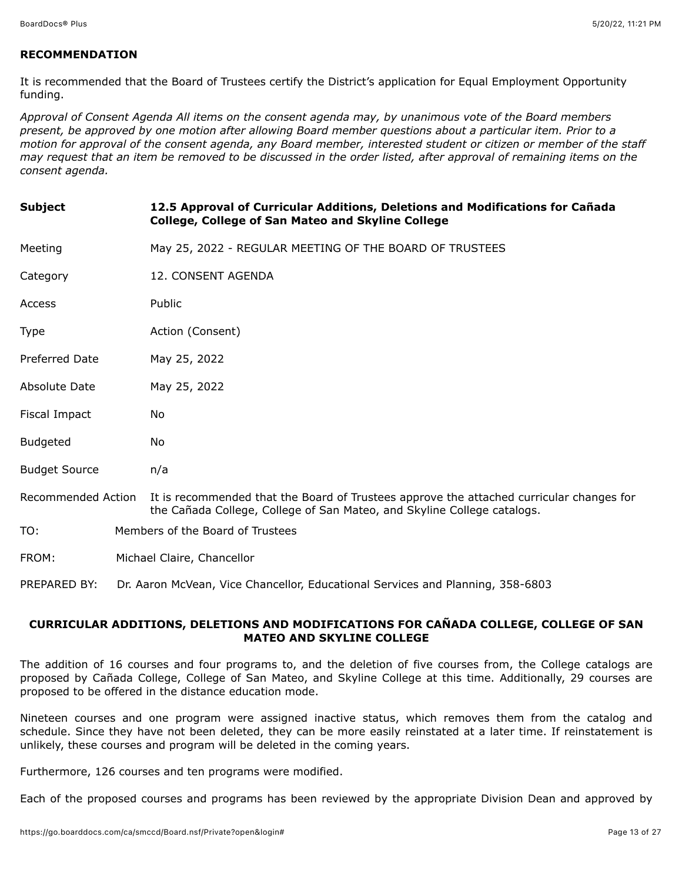**RECOMMENDATION**

It is recommended that the Board of Trustees certify the District's application for Equal Employment Opportunity funding.

*Approval of Consent Agenda All items on the consent agenda may, by unanimous vote of the Board members present, be approved by one motion after allowing Board member questions about a particular item. Prior to a motion for approval of the consent agenda, any Board member, interested student or citizen or member of the staff may request that an item be removed to be discussed in the order listed, after approval of remaining items on the consent agenda.*

| | |
|---|---|
| **Subject** | **12.5 Approval of Curricular Additions, Deletions and Modifications for Cañada College, College of San Mateo and Skyline College** |
| Meeting | May 25, 2022 - REGULAR MEETING OF THE BOARD OF TRUSTEES |
| Category | 12. CONSENT AGENDA |
| Access | Public |
| Type | Action (Consent) |
| Preferred Date | May 25, 2022 |
| Absolute Date | May 25, 2022 |
| Fiscal Impact | No |
| Budgeted | No |
| Budget Source | n/a |
| Recommended Action | It is recommended that the Board of Trustees approve the attached curricular changes for the Cañada College, College of San Mateo, and Skyline College catalogs. |

TO: Members of the Board of Trustees

FROM: Michael Claire, Chancellor

PREPARED BY: Dr. Aaron McVean, Vice Chancellor, Educational Services and Planning, 358-6803

**CURRICULAR ADDITIONS, DELETIONS AND MODIFICATIONS FOR CAÑADA COLLEGE, COLLEGE OF SAN MATEO AND SKYLINE COLLEGE**

The addition of 16 courses and four programs to, and the deletion of five courses from, the College catalogs are proposed by Cañada College, College of San Mateo, and Skyline College at this time. Additionally, 29 courses are proposed to be offered in the distance education mode.

Nineteen courses and one program were assigned inactive status, which removes them from the catalog and schedule. Since they have not been deleted, they can be more easily reinstated at a later time. If reinstatement is unlikely, these courses and program will be deleted in the coming years.

Furthermore, 126 courses and ten programs were modified.

Each of the proposed courses and programs has been reviewed by the appropriate Division Dean and approved by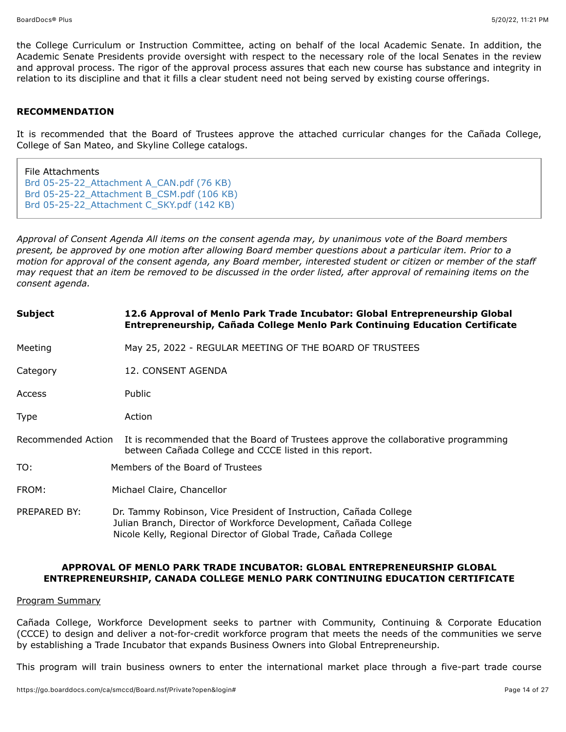the College Curriculum or Instruction Committee, acting on behalf of the local Academic Senate. In addition, the Academic Senate Presidents provide oversight with respect to the necessary role of the local Senates in the review and approval process. The rigor of the approval process assures that each new course has substance and integrity in relation to its discipline and that it fills a clear student need not being served by existing course offerings.

**RECOMMENDATION**

It is recommended that the Board of Trustees approve the attached curricular changes for the Cañada College, College of San Mateo, and Skyline College catalogs.

File Attachments
Brd 05-25-22_Attachment A_CAN.pdf (76 KB)
Brd 05-25-22_Attachment B_CSM.pdf (106 KB)
Brd 05-25-22_Attachment C_SKY.pdf (142 KB)

*Approval of Consent Agenda All items on the consent agenda may, by unanimous vote of the Board members present, be approved by one motion after allowing Board member questions about a particular item. Prior to a motion for approval of the consent agenda, any Board member, interested student or citizen or member of the staff may request that an item be removed to be discussed in the order listed, after approval of remaining items on the consent agenda.*

| | |
|---|---|
| **Subject** | **12.6 Approval of Menlo Park Trade Incubator: Global Entrepreneurship Global Entrepreneurship, Cañada College Menlo Park Continuing Education Certificate** |
| Meeting | May 25, 2022 - REGULAR MEETING OF THE BOARD OF TRUSTEES |
| Category | 12. CONSENT AGENDA |
| Access | Public |
| Type | Action |
| Recommended Action | It is recommended that the Board of Trustees approve the collaborative programming between Cañada College and CCCE listed in this report. |

TO: Members of the Board of Trustees

FROM: Michael Claire, Chancellor

PREPARED BY: Dr. Tammy Robinson, Vice President of Instruction, Cañada College
Julian Branch, Director of Workforce Development, Cañada College
Nicole Kelly, Regional Director of Global Trade, Cañada College

**APPROVAL OF MENLO PARK TRADE INCUBATOR: GLOBAL ENTREPRENEURSHIP GLOBAL ENTREPRENEURSHIP, CANADA COLLEGE MENLO PARK CONTINUING EDUCATION CERTIFICATE**

Program Summary

Cañada College, Workforce Development seeks to partner with Community, Continuing & Corporate Education (CCCE) to design and deliver a not-for-credit workforce program that meets the needs of the communities we serve by establishing a Trade Incubator that expands Business Owners into Global Entrepreneurship.

This program will train business owners to enter the international market place through a five-part trade course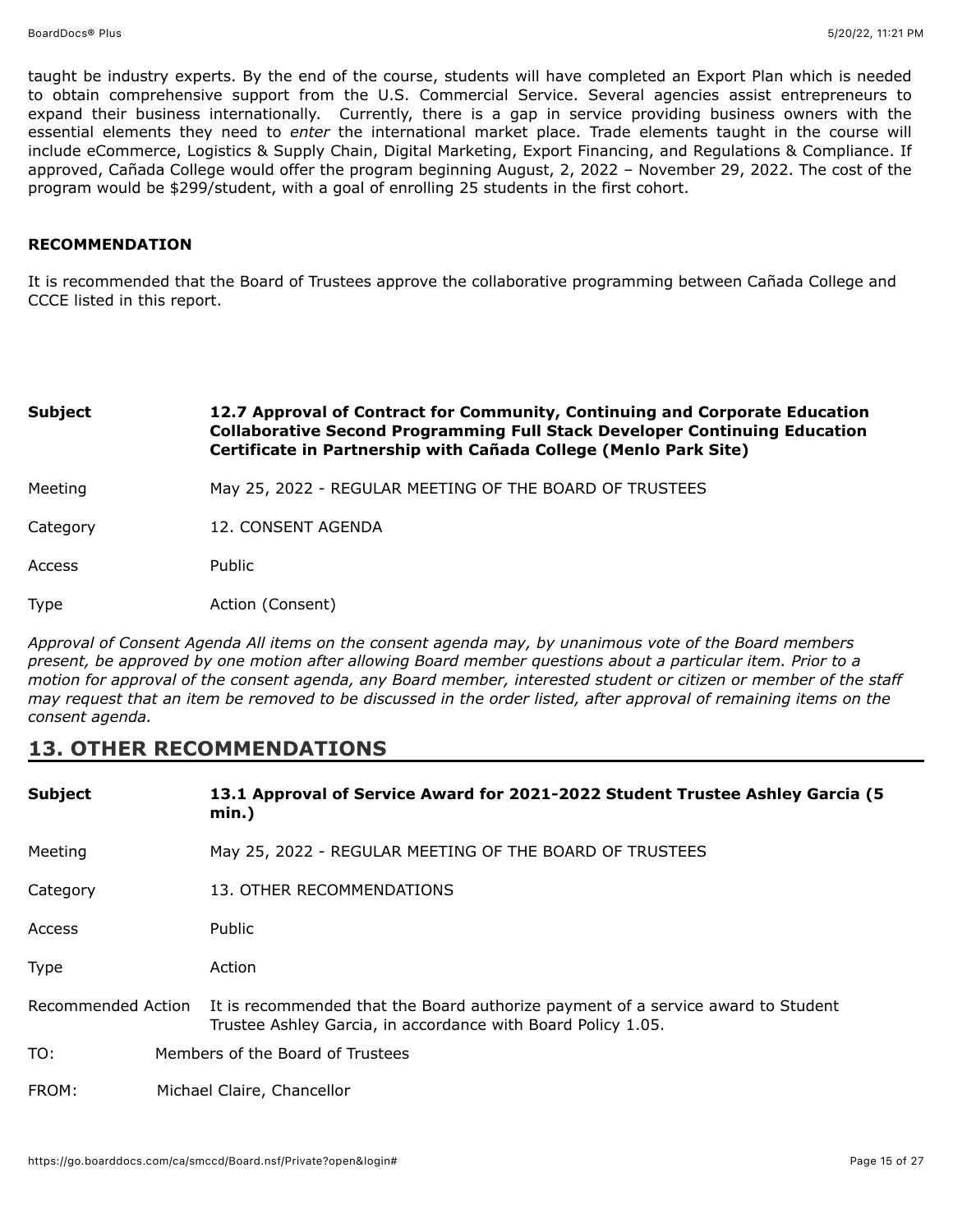taught be industry experts. By the end of the course, students will have completed an Export Plan which is needed to obtain comprehensive support from the U.S. Commercial Service. Several agencies assist entrepreneurs to expand their business internationally. Currently, there is a gap in service providing business owners with the essential elements they need to *enter* the international market place. Trade elements taught in the course will include eCommerce, Logistics & Supply Chain, Digital Marketing, Export Financing, and Regulations & Compliance. If approved, Cañada College would offer the program beginning August, 2, 2022 – November 29, 2022. The cost of the program would be $299/student, with a goal of enrolling 25 students in the first cohort.

**RECOMMENDATION**

It is recommended that the Board of Trustees approve the collaborative programming between Cañada College and CCCE listed in this report.

| | |
|---|---|
| **Subject** | **12.7 Approval of Contract for Community, Continuing and Corporate Education Collaborative Second Programming Full Stack Developer Continuing Education Certificate in Partnership with Cañada College (Menlo Park Site)** |
| Meeting | May 25, 2022 - REGULAR MEETING OF THE BOARD OF TRUSTEES |
| Category | 12. CONSENT AGENDA |
| Access | Public |
| Type | Action (Consent) |

*Approval of Consent Agenda All items on the consent agenda may, by unanimous vote of the Board members present, be approved by one motion after allowing Board member questions about a particular item. Prior to a motion for approval of the consent agenda, any Board member, interested student or citizen or member of the staff may request that an item be removed to be discussed in the order listed, after approval of remaining items on the consent agenda.*

## 13. OTHER RECOMMENDATIONS

| | |
|---|---|
| **Subject** | **13.1 Approval of Service Award for 2021-2022 Student Trustee Ashley Garcia (5 min.)** |
| Meeting | May 25, 2022 - REGULAR MEETING OF THE BOARD OF TRUSTEES |
| Category | 13. OTHER RECOMMENDATIONS |
| Access | Public |
| Type | Action |
| Recommended Action | It is recommended that the Board authorize payment of a service award to Student Trustee Ashley Garcia, in accordance with Board Policy 1.05. |

TO: Members of the Board of Trustees

FROM: Michael Claire, Chancellor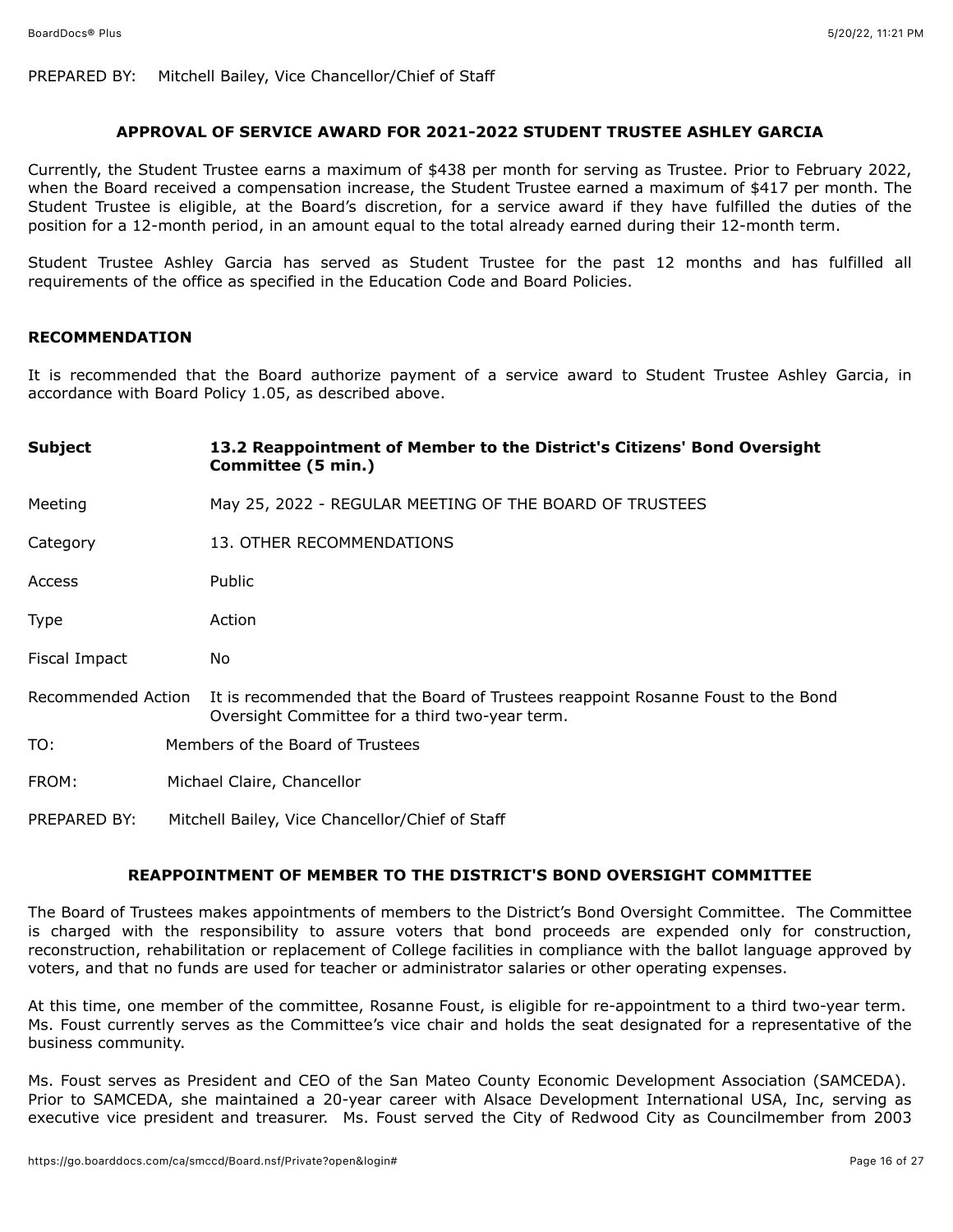PREPARED BY: Mitchell Bailey, Vice Chancellor/Chief of Staff

**APPROVAL OF SERVICE AWARD FOR 2021-2022 STUDENT TRUSTEE ASHLEY GARCIA**

Currently, the Student Trustee earns a maximum of $438 per month for serving as Trustee. Prior to February 2022, when the Board received a compensation increase, the Student Trustee earned a maximum of $417 per month. The Student Trustee is eligible, at the Board's discretion, for a service award if they have fulfilled the duties of the position for a 12-month period, in an amount equal to the total already earned during their 12-month term.

Student Trustee Ashley Garcia has served as Student Trustee for the past 12 months and has fulfilled all requirements of the office as specified in the Education Code and Board Policies.

**RECOMMENDATION**

It is recommended that the Board authorize payment of a service award to Student Trustee Ashley Garcia, in accordance with Board Policy 1.05, as described above.

| | |
|---|---|
| **Subject** | **13.2 Reappointment of Member to the District's Citizens' Bond Oversight Committee (5 min.)** |
| Meeting | May 25, 2022 - REGULAR MEETING OF THE BOARD OF TRUSTEES |
| Category | 13. OTHER RECOMMENDATIONS |
| Access | Public |
| Type | Action |
| Fiscal Impact | No |
| Recommended Action | It is recommended that the Board of Trustees reappoint Rosanne Foust to the Bond Oversight Committee for a third two-year term. |

TO: Members of the Board of Trustees

FROM: Michael Claire, Chancellor

PREPARED BY: Mitchell Bailey, Vice Chancellor/Chief of Staff

**REAPPOINTMENT OF MEMBER TO THE DISTRICT'S BOND OVERSIGHT COMMITTEE**

The Board of Trustees makes appointments of members to the District's Bond Oversight Committee. The Committee is charged with the responsibility to assure voters that bond proceeds are expended only for construction, reconstruction, rehabilitation or replacement of College facilities in compliance with the ballot language approved by voters, and that no funds are used for teacher or administrator salaries or other operating expenses.

At this time, one member of the committee, Rosanne Foust, is eligible for re-appointment to a third two-year term. Ms. Foust currently serves as the Committee's vice chair and holds the seat designated for a representative of the business community.

Ms. Foust serves as President and CEO of the San Mateo County Economic Development Association (SAMCEDA). Prior to SAMCEDA, she maintained a 20-year career with Alsace Development International USA, Inc, serving as executive vice president and treasurer. Ms. Foust served the City of Redwood City as Councilmember from 2003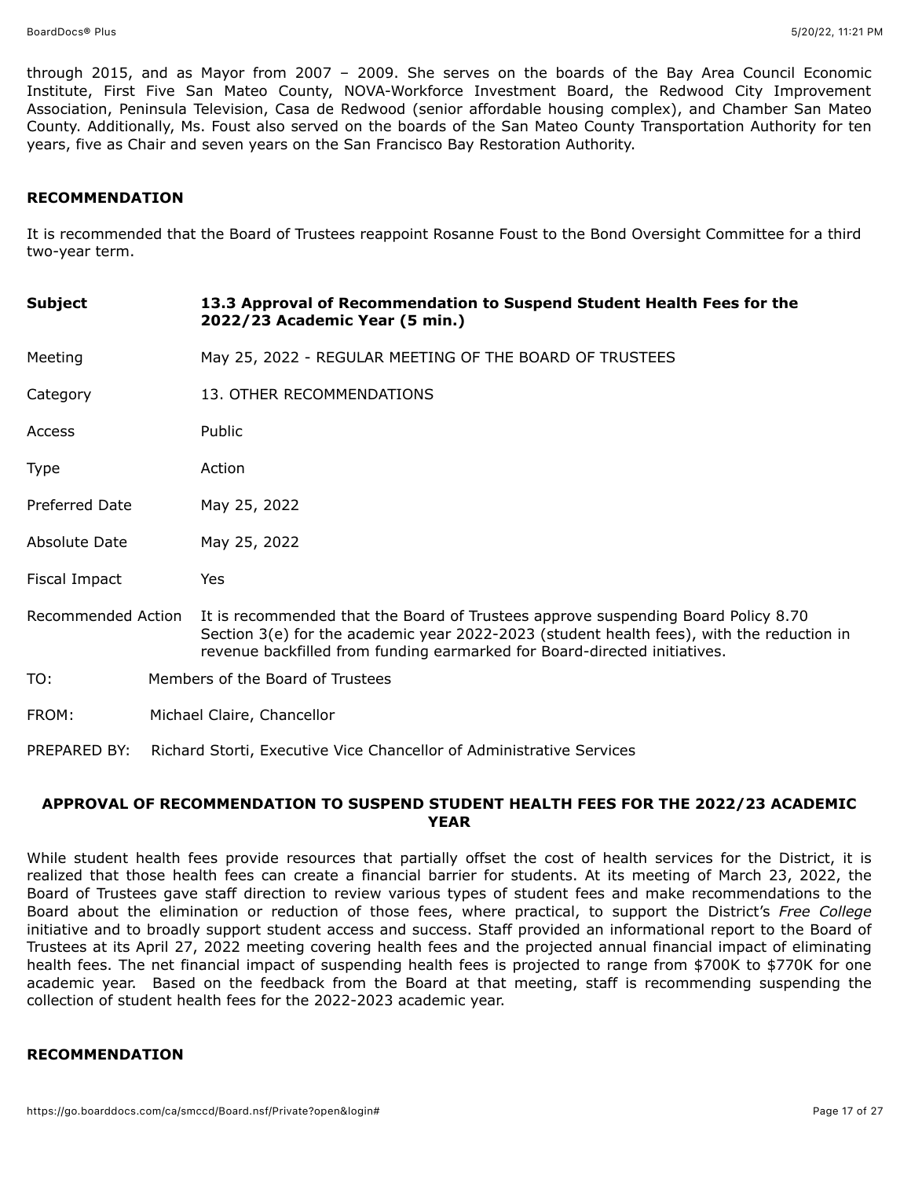through 2015, and as Mayor from 2007 – 2009. She serves on the boards of the Bay Area Council Economic Institute, First Five San Mateo County, NOVA-Workforce Investment Board, the Redwood City Improvement Association, Peninsula Television, Casa de Redwood (senior affordable housing complex), and Chamber San Mateo County. Additionally, Ms. Foust also served on the boards of the San Mateo County Transportation Authority for ten years, five as Chair and seven years on the San Francisco Bay Restoration Authority.

**RECOMMENDATION**

It is recommended that the Board of Trustees reappoint Rosanne Foust to the Bond Oversight Committee for a third two-year term.

| | |
|---|---|
| **Subject** | **13.3 Approval of Recommendation to Suspend Student Health Fees for the 2022/23 Academic Year (5 min.)** |
| Meeting | May 25, 2022 - REGULAR MEETING OF THE BOARD OF TRUSTEES |
| Category | 13. OTHER RECOMMENDATIONS |
| Access | Public |
| Type | Action |
| Preferred Date | May 25, 2022 |
| Absolute Date | May 25, 2022 |
| Fiscal Impact | Yes |
| Recommended Action | It is recommended that the Board of Trustees approve suspending Board Policy 8.70 Section 3(e) for the academic year 2022-2023 (student health fees), with the reduction in revenue backfilled from funding earmarked for Board-directed initiatives. |

TO: Members of the Board of Trustees

FROM: Michael Claire, Chancellor

PREPARED BY: Richard Storti, Executive Vice Chancellor of Administrative Services

**APPROVAL OF RECOMMENDATION TO SUSPEND STUDENT HEALTH FEES FOR THE 2022/23 ACADEMIC YEAR**

While student health fees provide resources that partially offset the cost of health services for the District, it is realized that those health fees can create a financial barrier for students. At its meeting of March 23, 2022, the Board of Trustees gave staff direction to review various types of student fees and make recommendations to the Board about the elimination or reduction of those fees, where practical, to support the District's *Free College* initiative and to broadly support student access and success. Staff provided an informational report to the Board of Trustees at its April 27, 2022 meeting covering health fees and the projected annual financial impact of eliminating health fees. The net financial impact of suspending health fees is projected to range from $700K to $770K for one academic year. Based on the feedback from the Board at that meeting, staff is recommending suspending the collection of student health fees for the 2022-2023 academic year.

**RECOMMENDATION**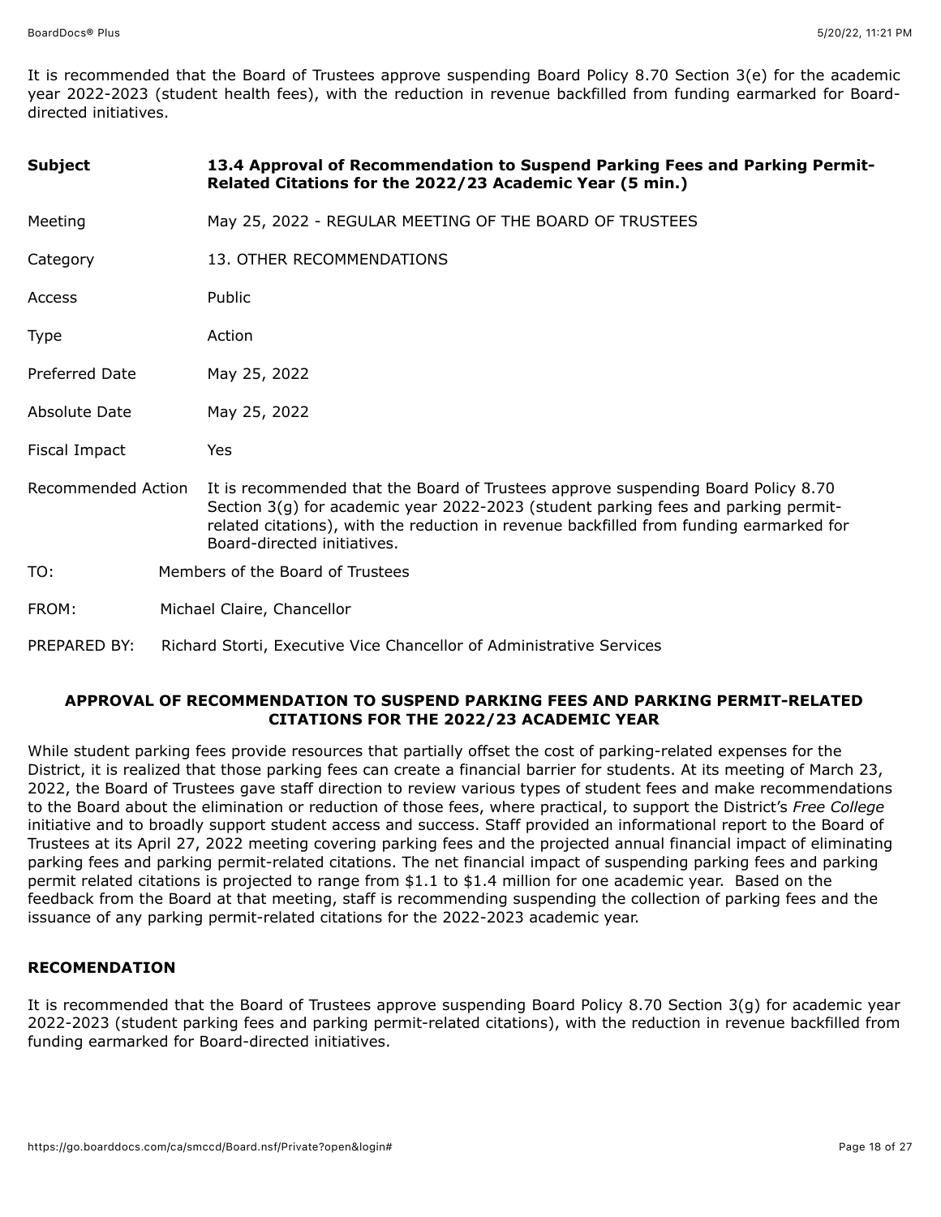It is recommended that the Board of Trustees approve suspending Board Policy 8.70 Section 3(e) for the academic year 2022-2023 (student health fees), with the reduction in revenue backfilled from funding earmarked for Board-directed initiatives.

| | |
|---|---|
| **Subject** | **13.4 Approval of Recommendation to Suspend Parking Fees and Parking Permit-Related Citations for the 2022/23 Academic Year (5 min.)** |
| Meeting | May 25, 2022 - REGULAR MEETING OF THE BOARD OF TRUSTEES |
| Category | 13. OTHER RECOMMENDATIONS |
| Access | Public |
| Type | Action |
| Preferred Date | May 25, 2022 |
| Absolute Date | May 25, 2022 |
| Fiscal Impact | Yes |
| Recommended Action | It is recommended that the Board of Trustees approve suspending Board Policy 8.70 Section 3(g) for academic year 2022-2023 (student parking fees and parking permit-related citations), with the reduction in revenue backfilled from funding earmarked for Board-directed initiatives. |

TO: Members of the Board of Trustees

FROM: Michael Claire, Chancellor

PREPARED BY: Richard Storti, Executive Vice Chancellor of Administrative Services

**APPROVAL OF RECOMMENDATION TO SUSPEND PARKING FEES AND PARKING PERMIT-RELATED CITATIONS FOR THE 2022/23 ACADEMIC YEAR**

While student parking fees provide resources that partially offset the cost of parking-related expenses for the District, it is realized that those parking fees can create a financial barrier for students. At its meeting of March 23, 2022, the Board of Trustees gave staff direction to review various types of student fees and make recommendations to the Board about the elimination or reduction of those fees, where practical, to support the District's *Free College* initiative and to broadly support student access and success. Staff provided an informational report to the Board of Trustees at its April 27, 2022 meeting covering parking fees and the projected annual financial impact of eliminating parking fees and parking permit-related citations. The net financial impact of suspending parking fees and parking permit related citations is projected to range from $1.1 to $1.4 million for one academic year. Based on the feedback from the Board at that meeting, staff is recommending suspending the collection of parking fees and the issuance of any parking permit-related citations for the 2022-2023 academic year.

**RECOMENDATION**

It is recommended that the Board of Trustees approve suspending Board Policy 8.70 Section 3(g) for academic year 2022-2023 (student parking fees and parking permit-related citations), with the reduction in revenue backfilled from funding earmarked for Board-directed initiatives.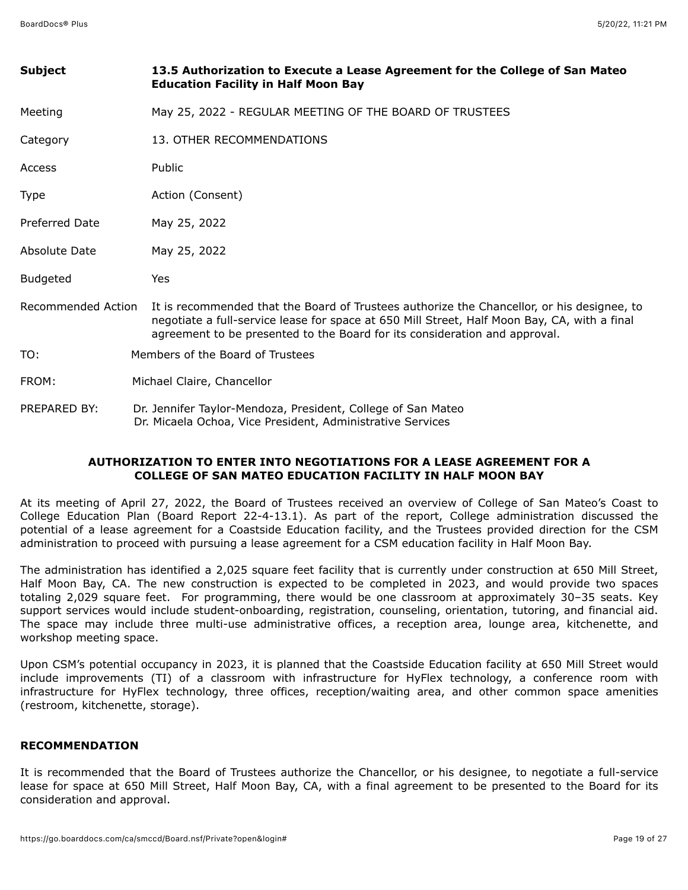| | |
|---|---|
| **Subject** | **13.5 Authorization to Execute a Lease Agreement for the College of San Mateo Education Facility in Half Moon Bay** |
| Meeting | May 25, 2022 - REGULAR MEETING OF THE BOARD OF TRUSTEES |
| Category | 13. OTHER RECOMMENDATIONS |
| Access | Public |
| Type | Action (Consent) |
| Preferred Date | May 25, 2022 |
| Absolute Date | May 25, 2022 |
| Budgeted | Yes |
| Recommended Action | It is recommended that the Board of Trustees authorize the Chancellor, or his designee, to negotiate a full-service lease for space at 650 Mill Street, Half Moon Bay, CA, with a final agreement to be presented to the Board for its consideration and approval. |

TO: Members of the Board of Trustees

FROM: Michael Claire, Chancellor

PREPARED BY: Dr. Jennifer Taylor-Mendoza, President, College of San Mateo
Dr. Micaela Ochoa, Vice President, Administrative Services

**AUTHORIZATION TO ENTER INTO NEGOTIATIONS FOR A LEASE AGREEMENT FOR A COLLEGE OF SAN MATEO EDUCATION FACILITY IN HALF MOON BAY**

At its meeting of April 27, 2022, the Board of Trustees received an overview of College of San Mateo's Coast to College Education Plan (Board Report 22-4-13.1). As part of the report, College administration discussed the potential of a lease agreement for a Coastside Education facility, and the Trustees provided direction for the CSM administration to proceed with pursuing a lease agreement for a CSM education facility in Half Moon Bay.

The administration has identified a 2,025 square feet facility that is currently under construction at 650 Mill Street, Half Moon Bay, CA. The new construction is expected to be completed in 2023, and would provide two spaces totaling 2,029 square feet. For programming, there would be one classroom at approximately 30–35 seats. Key support services would include student-onboarding, registration, counseling, orientation, tutoring, and financial aid. The space may include three multi-use administrative offices, a reception area, lounge area, kitchenette, and workshop meeting space.

Upon CSM's potential occupancy in 2023, it is planned that the Coastside Education facility at 650 Mill Street would include improvements (TI) of a classroom with infrastructure for HyFlex technology, a conference room with infrastructure for HyFlex technology, three offices, reception/waiting area, and other common space amenities (restroom, kitchenette, storage).

**RECOMMENDATION**

It is recommended that the Board of Trustees authorize the Chancellor, or his designee, to negotiate a full-service lease for space at 650 Mill Street, Half Moon Bay, CA, with a final agreement to be presented to the Board for its consideration and approval.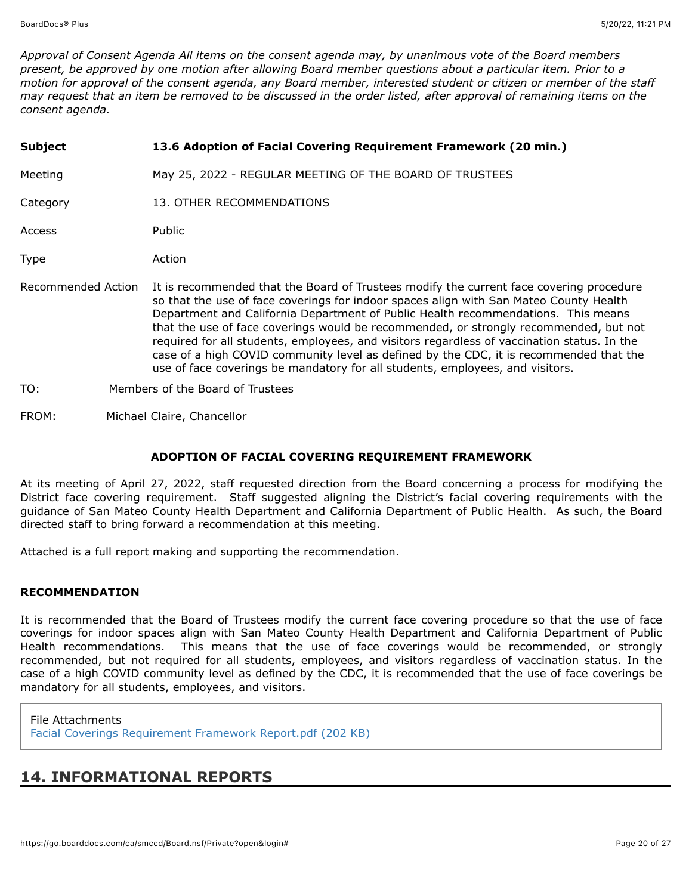*Approval of Consent Agenda All items on the consent agenda may, by unanimous vote of the Board members present, be approved by one motion after allowing Board member questions about a particular item. Prior to a motion for approval of the consent agenda, any Board member, interested student or citizen or member of the staff may request that an item be removed to be discussed in the order listed, after approval of remaining items on the consent agenda.*

| **Subject** | **13.6 Adoption of Facial Covering Requirement Framework (20 min.)** |
|---|---|
| Meeting | May 25, 2022 - REGULAR MEETING OF THE BOARD OF TRUSTEES |
| Category | 13. OTHER RECOMMENDATIONS |
| Access | Public |
| Type | Action |
| Recommended Action | It is recommended that the Board of Trustees modify the current face covering procedure so that the use of face coverings for indoor spaces align with San Mateo County Health Department and California Department of Public Health recommendations. This means that the use of face coverings would be recommended, or strongly recommended, but not required for all students, employees, and visitors regardless of vaccination status. In the case of a high COVID community level as defined by the CDC, it is recommended that the use of face coverings be mandatory for all students, employees, and visitors. |

TO: Members of the Board of Trustees

FROM: Michael Claire, Chancellor

**ADOPTION OF FACIAL COVERING REQUIREMENT FRAMEWORK**

At its meeting of April 27, 2022, staff requested direction from the Board concerning a process for modifying the District face covering requirement. Staff suggested aligning the District's facial covering requirements with the guidance of San Mateo County Health Department and California Department of Public Health. As such, the Board directed staff to bring forward a recommendation at this meeting.

Attached is a full report making and supporting the recommendation.

**RECOMMENDATION**

It is recommended that the Board of Trustees modify the current face covering procedure so that the use of face coverings for indoor spaces align with San Mateo County Health Department and California Department of Public Health recommendations. This means that the use of face coverings would be recommended, or strongly recommended, but not required for all students, employees, and visitors regardless of vaccination status. In the case of a high COVID community level as defined by the CDC, it is recommended that the use of face coverings be mandatory for all students, employees, and visitors.

File Attachments
Facial Coverings Requirement Framework Report.pdf (202 KB)

## 14. INFORMATIONAL REPORTS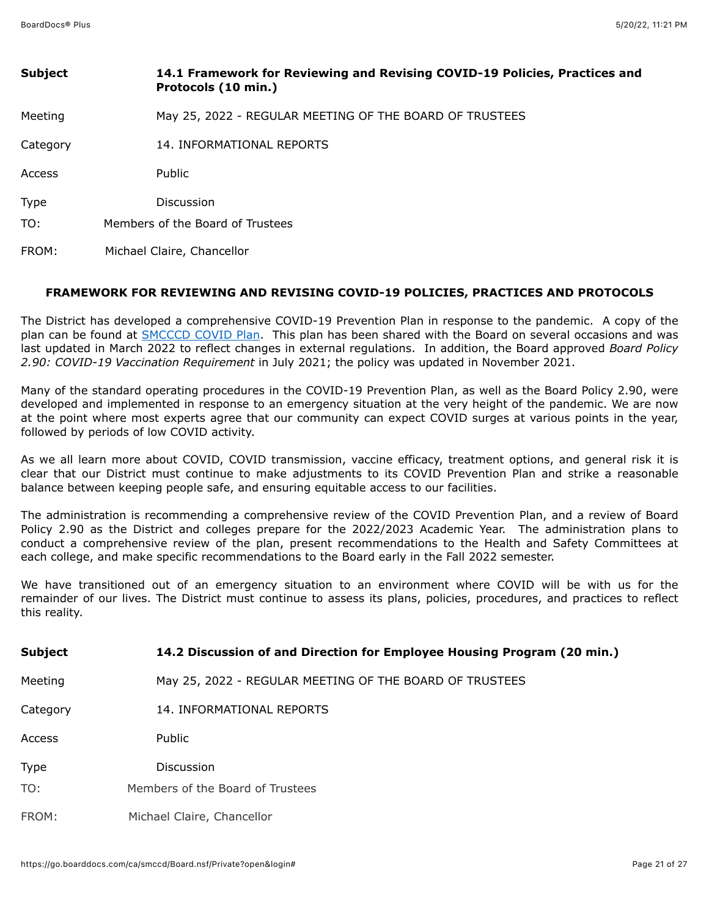| | |
|---|---|
| **Subject** | **14.1 Framework for Reviewing and Revising COVID-19 Policies, Practices and Protocols (10 min.)** |
| Meeting | May 25, 2022 - REGULAR MEETING OF THE BOARD OF TRUSTEES |
| Category | 14. INFORMATIONAL REPORTS |
| Access | Public |
| Type | Discussion |

TO: Members of the Board of Trustees

FROM: Michael Claire, Chancellor

**FRAMEWORK FOR REVIEWING AND REVISING COVID-19 POLICIES, PRACTICES AND PROTOCOLS**

The District has developed a comprehensive COVID-19 Prevention Plan in response to the pandemic. A copy of the plan can be found at [SMCCCD COVID Plan](). This plan has been shared with the Board on several occasions and was last updated in March 2022 to reflect changes in external regulations. In addition, the Board approved *Board Policy 2.90: COVID-19 Vaccination Requirement* in July 2021; the policy was updated in November 2021.

Many of the standard operating procedures in the COVID-19 Prevention Plan, as well as the Board Policy 2.90, were developed and implemented in response to an emergency situation at the very height of the pandemic. We are now at the point where most experts agree that our community can expect COVID surges at various points in the year, followed by periods of low COVID activity.

As we all learn more about COVID, COVID transmission, vaccine efficacy, treatment options, and general risk it is clear that our District must continue to make adjustments to its COVID Prevention Plan and strike a reasonable balance between keeping people safe, and ensuring equitable access to our facilities.

The administration is recommending a comprehensive review of the COVID Prevention Plan, and a review of Board Policy 2.90 as the District and colleges prepare for the 2022/2023 Academic Year. The administration plans to conduct a comprehensive review of the plan, present recommendations to the Health and Safety Committees at each college, and make specific recommendations to the Board early in the Fall 2022 semester.

We have transitioned out of an emergency situation to an environment where COVID will be with us for the remainder of our lives. The District must continue to assess its plans, policies, procedures, and practices to reflect this reality.

| | |
|---|---|
| **Subject** | **14.2 Discussion of and Direction for Employee Housing Program (20 min.)** |
| Meeting | May 25, 2022 - REGULAR MEETING OF THE BOARD OF TRUSTEES |
| Category | 14. INFORMATIONAL REPORTS |
| Access | Public |
| Type | Discussion |

TO: Members of the Board of Trustees

FROM: Michael Claire, Chancellor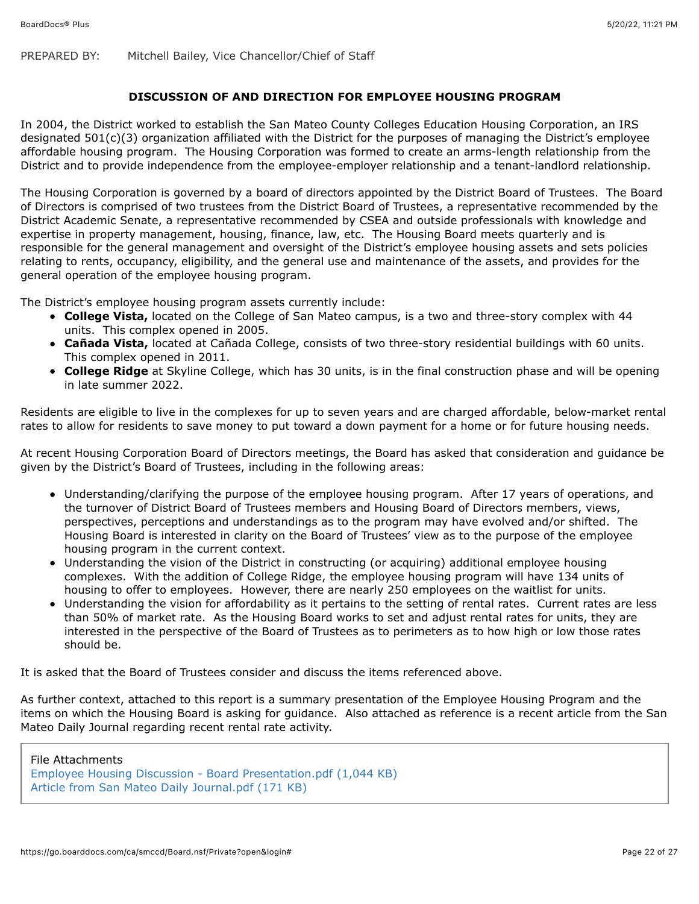PREPARED BY: Mitchell Bailey, Vice Chancellor/Chief of Staff

**DISCUSSION OF AND DIRECTION FOR EMPLOYEE HOUSING PROGRAM**

In 2004, the District worked to establish the San Mateo County Colleges Education Housing Corporation, an IRS designated 501(c)(3) organization affiliated with the District for the purposes of managing the District's employee affordable housing program. The Housing Corporation was formed to create an arms-length relationship from the District and to provide independence from the employee-employer relationship and a tenant-landlord relationship.

The Housing Corporation is governed by a board of directors appointed by the District Board of Trustees. The Board of Directors is comprised of two trustees from the District Board of Trustees, a representative recommended by the District Academic Senate, a representative recommended by CSEA and outside professionals with knowledge and expertise in property management, housing, finance, law, etc. The Housing Board meets quarterly and is responsible for the general management and oversight of the District's employee housing assets and sets policies relating to rents, occupancy, eligibility, and the general use and maintenance of the assets, and provides for the general operation of the employee housing program.

The District's employee housing program assets currently include:

- **College Vista,** located on the College of San Mateo campus, is a two and three-story complex with 44 units. This complex opened in 2005.
- **Cañada Vista,** located at Cañada College, consists of two three-story residential buildings with 60 units. This complex opened in 2011.
- **College Ridge** at Skyline College, which has 30 units, is in the final construction phase and will be opening in late summer 2022.

Residents are eligible to live in the complexes for up to seven years and are charged affordable, below-market rental rates to allow for residents to save money to put toward a down payment for a home or for future housing needs.

At recent Housing Corporation Board of Directors meetings, the Board has asked that consideration and guidance be given by the District's Board of Trustees, including in the following areas:

- Understanding/clarifying the purpose of the employee housing program. After 17 years of operations, and the turnover of District Board of Trustees members and Housing Board of Directors members, views, perspectives, perceptions and understandings as to the program may have evolved and/or shifted. The Housing Board is interested in clarity on the Board of Trustees' view as to the purpose of the employee housing program in the current context.
- Understanding the vision of the District in constructing (or acquiring) additional employee housing complexes. With the addition of College Ridge, the employee housing program will have 134 units of housing to offer to employees. However, there are nearly 250 employees on the waitlist for units.
- Understanding the vision for affordability as it pertains to the setting of rental rates. Current rates are less than 50% of market rate. As the Housing Board works to set and adjust rental rates for units, they are interested in the perspective of the Board of Trustees as to perimeters as to how high or low those rates should be.

It is asked that the Board of Trustees consider and discuss the items referenced above.

As further context, attached to this report is a summary presentation of the Employee Housing Program and the items on which the Housing Board is asking for guidance. Also attached as reference is a recent article from the San Mateo Daily Journal regarding recent rental rate activity.

File Attachments
Employee Housing Discussion - Board Presentation.pdf (1,044 KB)
Article from San Mateo Daily Journal.pdf (171 KB)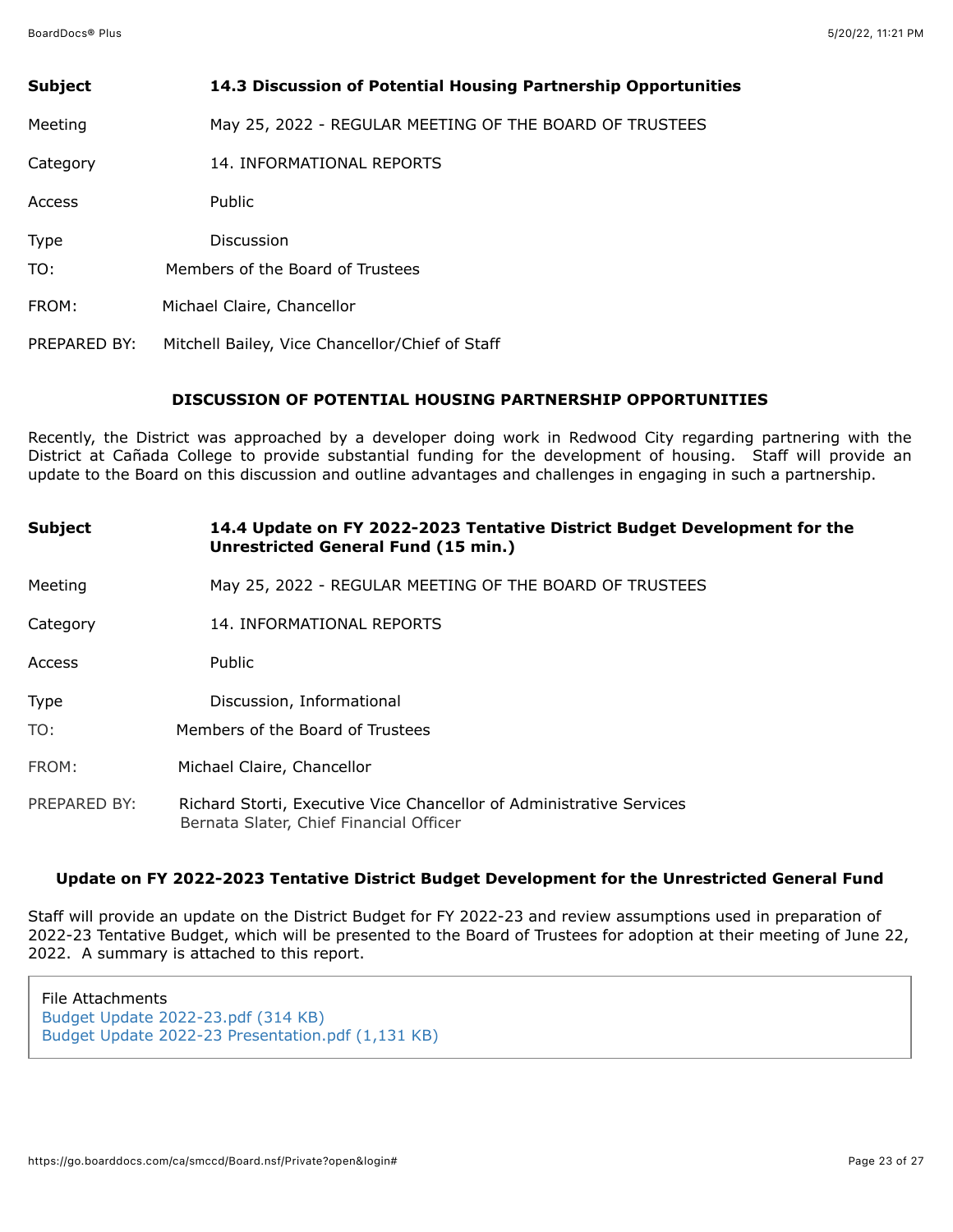| | |
|---|---|
| **Subject** | **14.3 Discussion of Potential Housing Partnership Opportunities** |
| Meeting | May 25, 2022 - REGULAR MEETING OF THE BOARD OF TRUSTEES |
| Category | 14. INFORMATIONAL REPORTS |
| Access | Public |
| Type | Discussion |
| TO: | Members of the Board of Trustees |
| FROM: | Michael Claire, Chancellor |
| PREPARED BY: | Mitchell Bailey, Vice Chancellor/Chief of Staff |

**DISCUSSION OF POTENTIAL HOUSING PARTNERSHIP OPPORTUNITIES**

Recently, the District was approached by a developer doing work in Redwood City regarding partnering with the District at Cañada College to provide substantial funding for the development of housing. Staff will provide an update to the Board on this discussion and outline advantages and challenges in engaging in such a partnership.

| | |
|---|---|
| **Subject** | **14.4 Update on FY 2022-2023 Tentative District Budget Development for the Unrestricted General Fund (15 min.)** |
| Meeting | May 25, 2022 - REGULAR MEETING OF THE BOARD OF TRUSTEES |
| Category | 14. INFORMATIONAL REPORTS |
| Access | Public |
| Type | Discussion, Informational |
| TO: | Members of the Board of Trustees |
| FROM: | Michael Claire, Chancellor |
| PREPARED BY: | Richard Storti, Executive Vice Chancellor of Administrative Services<br>Bernata Slater, Chief Financial Officer |

**Update on FY 2022-2023 Tentative District Budget Development for the Unrestricted General Fund**

Staff will provide an update on the District Budget for FY 2022-23 and review assumptions used in preparation of 2022-23 Tentative Budget, which will be presented to the Board of Trustees for adoption at their meeting of June 22, 2022. A summary is attached to this report.

File Attachments
Budget Update 2022-23.pdf (314 KB)
Budget Update 2022-23 Presentation.pdf (1,131 KB)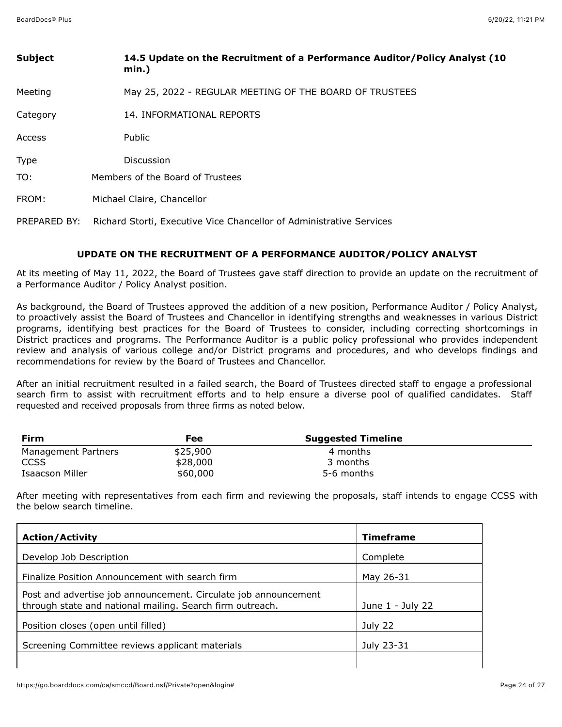| | |
|---|---|
| **Subject** | **14.5 Update on the Recruitment of a Performance Auditor/Policy Analyst (10 min.)** |
| Meeting | May 25, 2022 - REGULAR MEETING OF THE BOARD OF TRUSTEES |
| Category | 14. INFORMATIONAL REPORTS |
| Access | Public |
| Type | Discussion |

TO: Members of the Board of Trustees

FROM: Michael Claire, Chancellor

PREPARED BY: Richard Storti, Executive Vice Chancellor of Administrative Services

## UPDATE ON THE RECRUITMENT OF A PERFORMANCE AUDITOR/POLICY ANALYST

At its meeting of May 11, 2022, the Board of Trustees gave staff direction to provide an update on the recruitment of a Performance Auditor / Policy Analyst position.

As background, the Board of Trustees approved the addition of a new position, Performance Auditor / Policy Analyst, to proactively assist the Board of Trustees and Chancellor in identifying strengths and weaknesses in various District programs, identifying best practices for the Board of Trustees to consider, including correcting shortcomings in District practices and programs. The Performance Auditor is a public policy professional who provides independent review and analysis of various college and/or District programs and procedures, and who develops findings and recommendations for review by the Board of Trustees and Chancellor.

After an initial recruitment resulted in a failed search, the Board of Trustees directed staff to engage a professional search firm to assist with recruitment efforts and to help ensure a diverse pool of qualified candidates. Staff requested and received proposals from three firms as noted below.

| Firm | Fee | Suggested Timeline |
|---|---|---|
| Management Partners | $25,900 | 4 months |
| CCSS | $28,000 | 3 months |
| Isaacson Miller | $60,000 | 5-6 months |

After meeting with representatives from each firm and reviewing the proposals, staff intends to engage CCSS with the below search timeline.

| Action/Activity | Timeframe |
|---|---|
| Develop Job Description | Complete |
| Finalize Position Announcement with search firm | May 26-31 |
| Post and advertise job announcement. Circulate job announcement through state and national mailing. Search firm outreach. | June 1 - July 22 |
| Position closes (open until filled) | July 22 |
| Screening Committee reviews applicant materials | July 23-31 |
| | |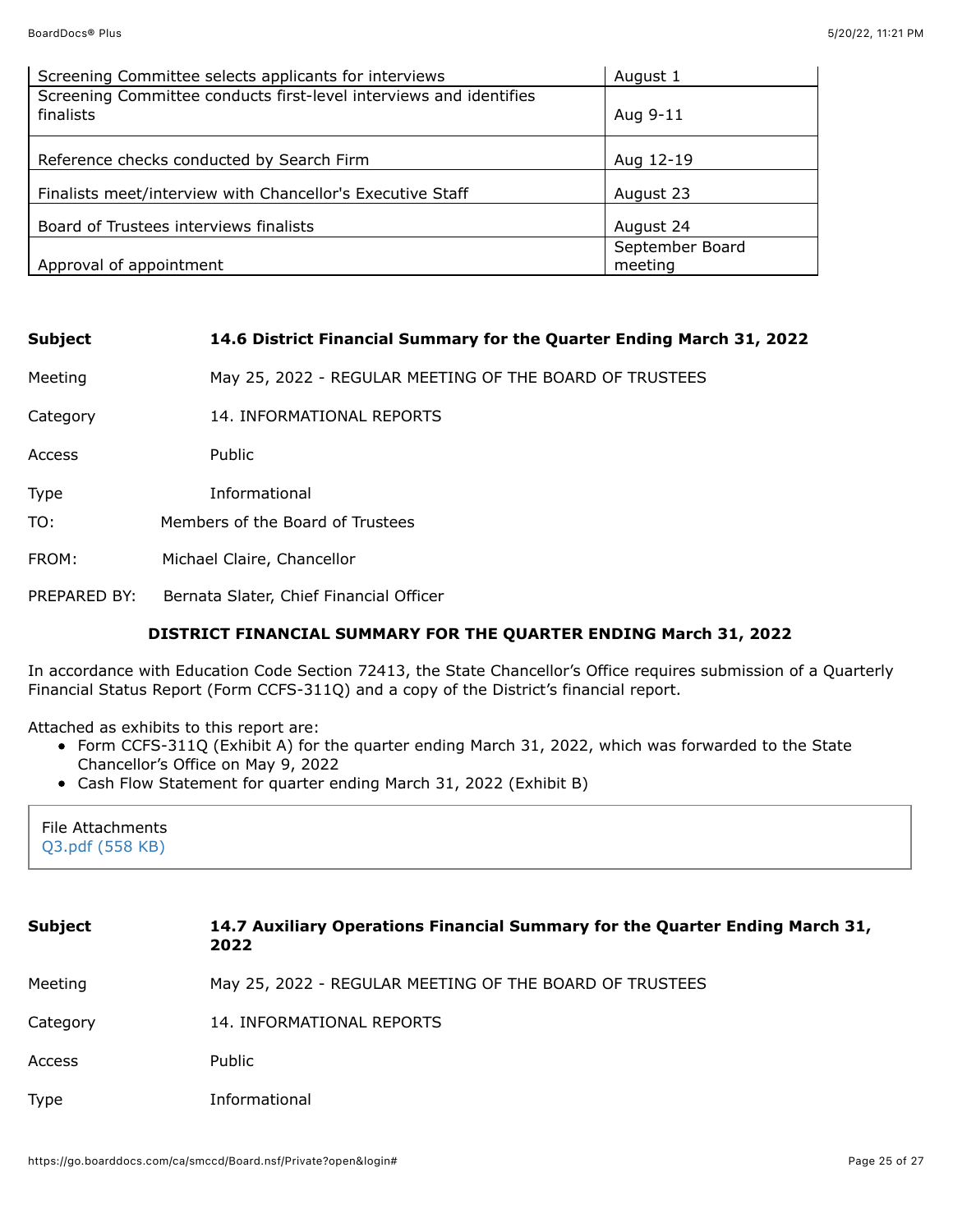| Screening Committee selects applicants for interviews | August 1 |
|---|---|
| Screening Committee conducts first-level interviews and identifies finalists | Aug 9-11 |
| Reference checks conducted by Search Firm | Aug 12-19 |
| Finalists meet/interview with Chancellor's Executive Staff | August 23 |
| Board of Trustees interviews finalists | August 24 |
| Approval of appointment | September Board meeting |

**Subject** **14.6 District Financial Summary for the Quarter Ending March 31, 2022**

Meeting May 25, 2022 - REGULAR MEETING OF THE BOARD OF TRUSTEES

Category 14. INFORMATIONAL REPORTS

Access Public

Type Informational

TO: Members of the Board of Trustees

FROM: Michael Claire, Chancellor

PREPARED BY: Bernata Slater, Chief Financial Officer

**DISTRICT FINANCIAL SUMMARY FOR THE QUARTER ENDING March 31, 2022**

In accordance with Education Code Section 72413, the State Chancellor's Office requires submission of a Quarterly Financial Status Report (Form CCFS-311Q) and a copy of the District's financial report.

Attached as exhibits to this report are:

- Form CCFS-311Q (Exhibit A) for the quarter ending March 31, 2022, which was forwarded to the State Chancellor's Office on May 9, 2022
- Cash Flow Statement for quarter ending March 31, 2022 (Exhibit B)

File Attachments
Q3.pdf (558 KB)

**Subject** **14.7 Auxiliary Operations Financial Summary for the Quarter Ending March 31, 2022**

Meeting May 25, 2022 - REGULAR MEETING OF THE BOARD OF TRUSTEES

Category 14. INFORMATIONAL REPORTS

Access Public

Type Informational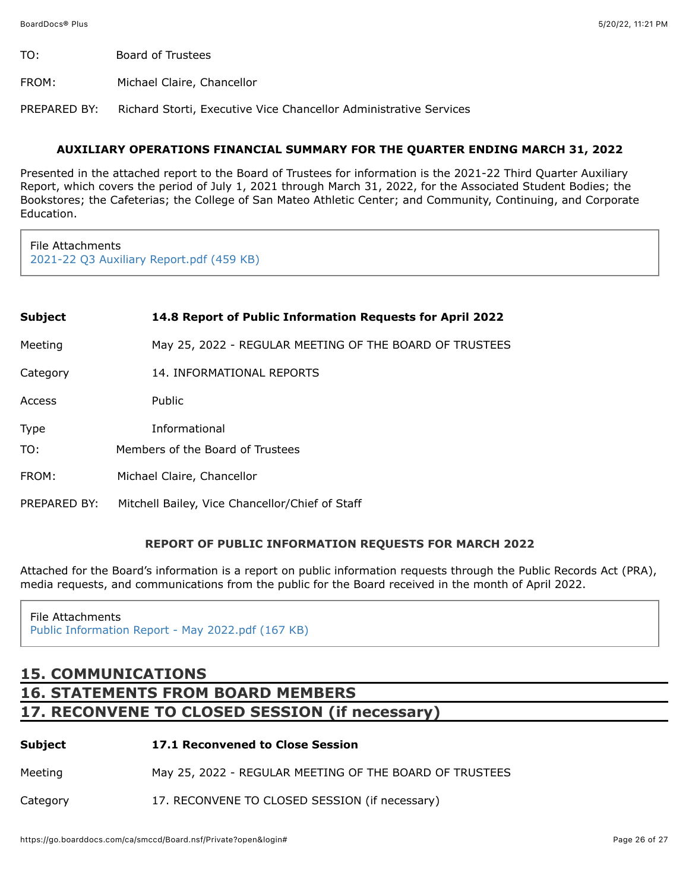TO: Board of Trustees

FROM: Michael Claire, Chancellor

PREPARED BY: Richard Storti, Executive Vice Chancellor Administrative Services

**AUXILIARY OPERATIONS FINANCIAL SUMMARY FOR THE QUARTER ENDING MARCH 31, 2022**

Presented in the attached report to the Board of Trustees for information is the 2021-22 Third Quarter Auxiliary Report, which covers the period of July 1, 2021 through March 31, 2022, for the Associated Student Bodies; the Bookstores; the Cafeterias; the College of San Mateo Athletic Center; and Community, Continuing, and Corporate Education.

File Attachments
2021-22 Q3 Auxiliary Report.pdf (459 KB)

| | |
|---|---|
| **Subject** | **14.8 Report of Public Information Requests for April 2022** |
| Meeting | May 25, 2022 - REGULAR MEETING OF THE BOARD OF TRUSTEES |
| Category | 14. INFORMATIONAL REPORTS |
| Access | Public |
| Type | Informational |

TO: Members of the Board of Trustees

FROM: Michael Claire, Chancellor

PREPARED BY: Mitchell Bailey, Vice Chancellor/Chief of Staff

**REPORT OF PUBLIC INFORMATION REQUESTS FOR MARCH 2022**

Attached for the Board's information is a report on public information requests through the Public Records Act (PRA), media requests, and communications from the public for the Board received in the month of April 2022.

File Attachments
Public Information Report - May 2022.pdf (167 KB)

## 15. COMMUNICATIONS

## 16. STATEMENTS FROM BOARD MEMBERS

## 17. RECONVENE TO CLOSED SESSION (if necessary)

| | |
|---|---|
| **Subject** | **17.1 Reconvened to Close Session** |
| Meeting | May 25, 2022 - REGULAR MEETING OF THE BOARD OF TRUSTEES |
| Category | 17. RECONVENE TO CLOSED SESSION (if necessary) |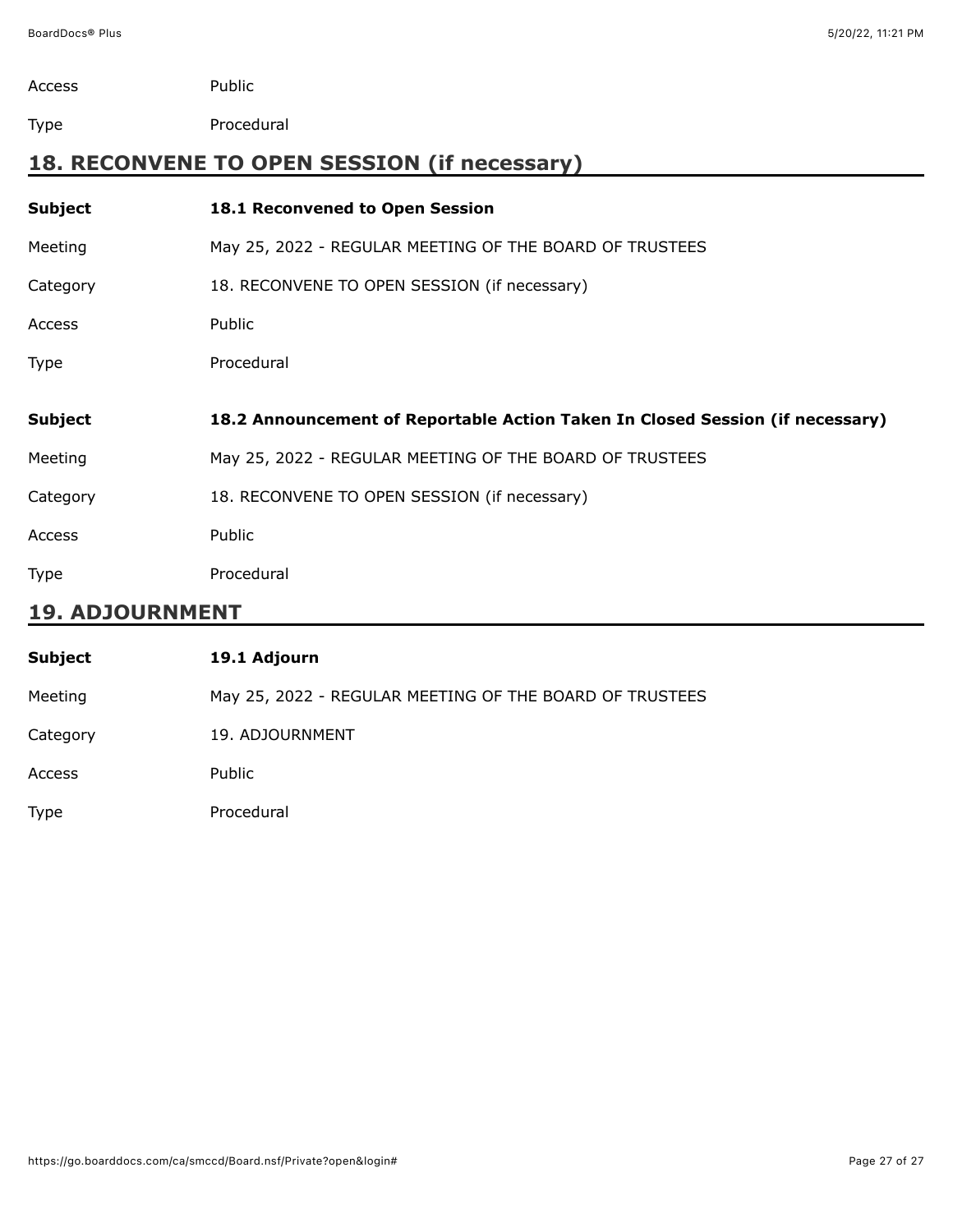Access Public

Type Procedural

## 18. RECONVENE TO OPEN SESSION (if necessary)

| | |
|---|---|
| **Subject** | **18.1 Reconvened to Open Session** |
| Meeting | May 25, 2022 - REGULAR MEETING OF THE BOARD OF TRUSTEES |
| Category | 18. RECONVENE TO OPEN SESSION (if necessary) |
| Access | Public |
| Type | Procedural |

| | |
|---|---|
| **Subject** | **18.2 Announcement of Reportable Action Taken In Closed Session (if necessary)** |
| Meeting | May 25, 2022 - REGULAR MEETING OF THE BOARD OF TRUSTEES |
| Category | 18. RECONVENE TO OPEN SESSION (if necessary) |
| Access | Public |
| Type | Procedural |

## 19. ADJOURNMENT

| | |
|---|---|
| **Subject** | **19.1 Adjourn** |
| Meeting | May 25, 2022 - REGULAR MEETING OF THE BOARD OF TRUSTEES |
| Category | 19. ADJOURNMENT |
| Access | Public |
| Type | Procedural |